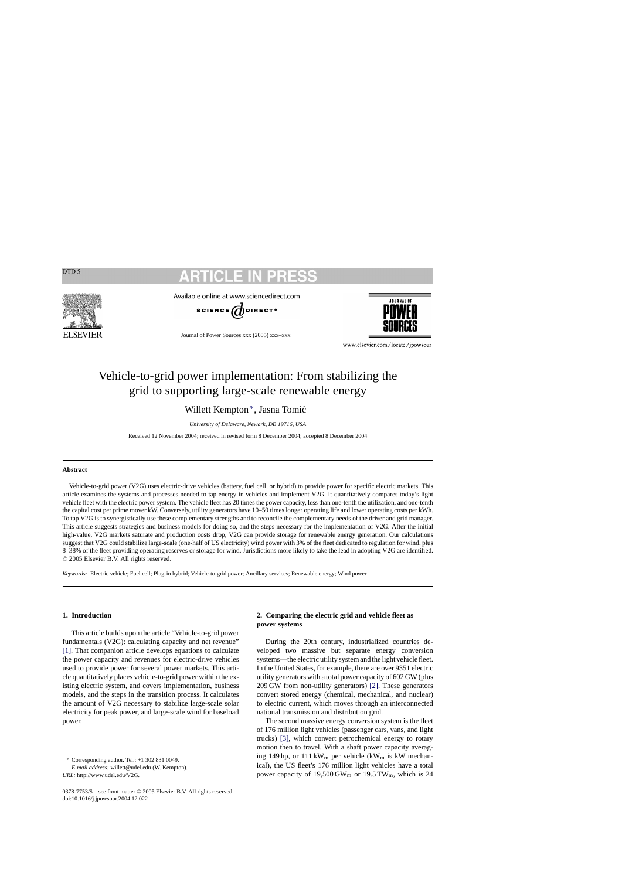# Vehicle-to-grid power implementation: From stabilizing the grid to supporting large-scale renewable energy

Willett Kempton*, Jasna Tomić

*University of Delaware, Newark, DE 19716, USA*

Received 12 November 2004; received in revised form 8 December 2004; accepted 8 December 2004

## Abstract

Vehicle-to-grid power (V2G) uses electric-drive vehicles (battery, fuel cell, or hybrid) to provide power for specific electric markets. This article examines the systems and processes needed to tap energy in vehicles and implement V2G. It quantitatively compares today's light vehicle fleet with the electric power system. The vehicle fleet has 20 times the power capacity, less than one-tenth the utilization, and one-tenth the capital cost per prime mover kW. Conversely, utility generators have 10–50 times longer operating life and lower operating costs per kWh. To tap V2G is to synergistically use these complementary strengths and to reconcile the complementary needs of the driver and grid manager. This article suggests strategies and business models for doing so, and the steps necessary for the implementation of V2G. After the initial high-value, V2G markets saturate and production costs drop, V2G can provide storage for renewable energy generation. Our calculations suggest that V2G could stabilize large-scale (one-half of US electricity) wind power with 3% of the fleet dedicated to regulation for wind, plus 8–38% of the fleet providing operating reserves or storage for wind. Jurisdictions more likely to take the lead in adopting V2G are identified.
© 2005 Elsevier B.V. All rights reserved.

*Keywords:* Electric vehicle; Fuel cell; Plug-in hybrid; Vehicle-to-grid power; Ancillary services; Renewable energy; Wind power

## 1. Introduction

This article builds upon the article "Vehicle-to-grid power fundamentals (V2G): calculating capacity and net revenue" [1]. That companion article develops equations to calculate the power capacity and revenues for electric-drive vehicles used to provide power for several power markets. This article quantitatively places vehicle-to-grid power within the existing electric system, and covers implementation, business models, and the steps in the transition process. It calculates the amount of V2G necessary to stabilize large-scale solar electricity for peak power, and large-scale wind for baseload power.

## 2. Comparing the electric grid and vehicle fleet as power systems

During the 20th century, industrialized countries developed two massive but separate energy conversion systems—the electric utility system and the light vehicle fleet. In the United States, for example, there are over 9351 electric utility generators with a total power capacity of 602 GW (plus 209 GW from non-utility generators) [2]. These generators convert stored energy (chemical, mechanical, and nuclear) to electric current, which moves through an interconnected national transmission and distribution grid.

The second massive energy conversion system is the fleet of 176 million light vehicles (passenger cars, vans, and light trucks) [3], which convert petrochemical energy to rotary motion then to travel. With a shaft power capacity averaging 149 hp, or 111 $kW_m$ per vehicle ($kW_m$ is kW mechanical), the US fleet's 176 million light vehicles have a total power capacity of 19,500 $GW_m$ or 19.5 $TW_m$, which is 24

* Corresponding author. Tel.: +1 302 831 0049.
*E-mail address:* willett@udel.edu (W. Kempton).
*URL:* http://www.udel.edu/V2G.

0378-7753/$ – see front matter © 2005 Elsevier B.V. All rights reserved.
doi:10.1016/j.jpowsour.2004.12.022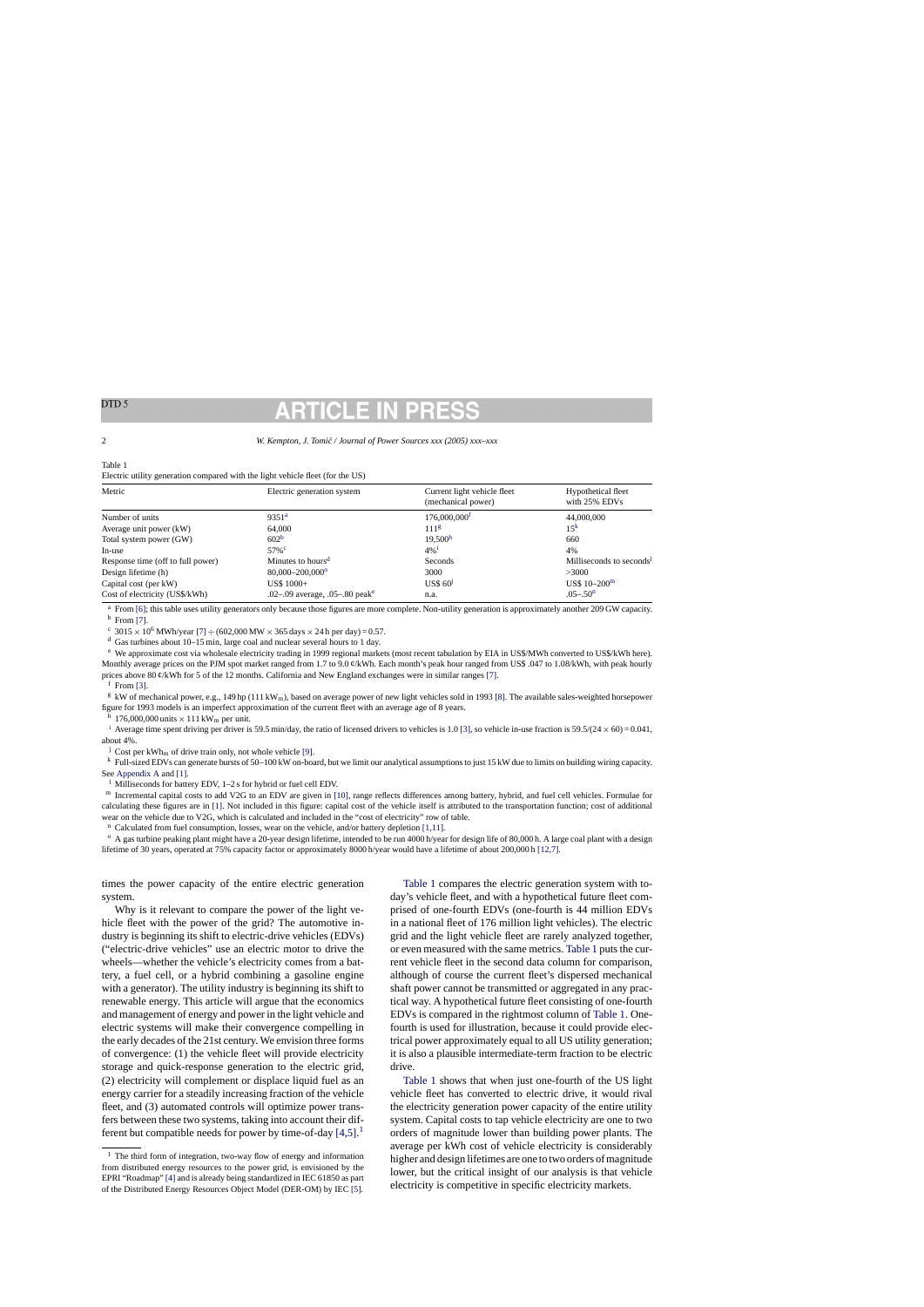Table 1
Electric utility generation compared with the light vehicle fleet (for the US)

| Metric | Electric generation system | Current light vehicle fleet (mechanical power) | Hypothetical fleet with 25% EDVs |
|---|---|---|---|
| Number of units | 9351[a] | 176,000,000[f] | 44,000,000 |
| Average unit power (kW) | 64,000 | 111[g] | 15[k] |
| Total system power (GW) | 602[b] | 19,500[h] | 660 |
| In-use | 57%[c] | 4%[i] | 4% |
| Response time (off to full power) | Minutes to hours[d] | Seconds | Milliseconds to seconds[l] |
| Design lifetime (h) | 80,000–200,000[o] | 3000 | >3000 |
| Capital cost (per kW) | US$ 1000+ | US$ 60[j] | US$ 10–200[m] |
| Cost of electricity (US$/kWh) | .02–.09 average, .05–.80 peak[e] | n.a. | .05–.50[n] |

[a] From [6]; this table uses utility generators only because those figures are more complete. Non-utility generation is approximately another 209 GW capacity.
[b] From [7].
[c] $3015 \times 10^6$ MWh/year [7] ÷ (602,000 MW × 365 days × 24 h per day) = 0.57.
[d] Gas turbines about 10–15 min, large coal and nuclear several hours to 1 day.
[e] We approximate cost via wholesale electricity trading in 1999 regional markets (most recent tabulation by EIA in US$/MWh converted to US$/kWh here). Monthly average prices on the PJM spot market ranged from 1.7 to 9.0 ¢/kWh. Each month's peak hour ranged from US$ .047 to 1.08/kWh, with peak hourly prices above 80 ¢/kWh for 5 of the 12 months. California and New England exchanges were in similar ranges [7].
[f] From [3].
[g] kW of mechanical power, e.g., 149 hp (111 $kW_m$), based on average power of new light vehicles sold in 1993 [8]. The available sales-weighted horsepower figure for 1993 models is an imperfect approximation of the current fleet with an average age of 8 years.
[h] 176,000,000 units × 111 $kW_m$ per unit.
[i] Average time spent driving per driver is 59.5 min/day, the ratio of licensed drivers to vehicles is 1.0 [3], so vehicle in-use fraction is 59.5/(24 × 60) = 0.041, about 4%.
[j] Cost per $kWh_m$ of drive train only, not whole vehicle [9].
[k] Full-sized EDVs can generate bursts of 50–100 kW on-board, but we limit our analytical assumptions to just 15 kW due to limits on building wiring capacity. See Appendix A and [1].
[l] Milliseconds for battery EDV, 1–2 s for hybrid or fuel cell EDV.
[m] Incremental capital costs to add V2G to an EDV are given in [10], range reflects differences among battery, hybrid, and fuel cell vehicles. Formulae for calculating these figures are in [1]. Not included in this figure: capital cost of the vehicle itself is attributed to the transportation function; cost of additional wear on the vehicle due to V2G, which is calculated and included in the "cost of electricity" row of table.
[n] Calculated from fuel consumption, losses, wear on the vehicle, and/or battery depletion [1,11].
[o] A gas turbine peaking plant might have a 20-year design lifetime, intended to be run 4000 h/year for design life of 80,000 h. A large coal plant with a design lifetime of 30 years, operated at 75% capacity factor or approximately 8000 h/year would have a lifetime of about 200,000 h [12,7].

times the power capacity of the entire electric generation system.

Why is it relevant to compare the power of the light vehicle fleet with the power of the grid? The automotive industry is beginning its shift to electric-drive vehicles (EDVs) ("electric-drive vehicles" use an electric motor to drive the wheels—whether the vehicle's electricity comes from a battery, a fuel cell, or a hybrid combining a gasoline engine with a generator). The utility industry is beginning its shift to renewable energy. This article will argue that the economics and management of energy and power in the light vehicle and electric systems will make their convergence compelling in the early decades of the 21st century. We envision three forms of convergence: (1) the vehicle fleet will provide electricity storage and quick-response generation to the electric grid, (2) electricity will complement or displace liquid fuel as an energy carrier for a steadily increasing fraction of the vehicle fleet, and (3) automated controls will optimize power transfers between these two systems, taking into account their different but compatible needs for power by time-of-day [4,5].[1]

Table 1 compares the electric generation system with today's vehicle fleet, and with a hypothetical future fleet comprised of one-fourth EDVs (one-fourth is 44 million EDVs in a national fleet of 176 million light vehicles). The electric grid and the light vehicle fleet are rarely analyzed together, or even measured with the same metrics. Table 1 puts the current vehicle fleet in the second data column for comparison, although of course the current fleet's dispersed mechanical shaft power cannot be transmitted or aggregated in any practical way. A hypothetical future fleet consisting of one-fourth EDVs is compared in the rightmost column of Table 1. One-fourth is used for illustration, because it could provide electrical power approximately equal to all US utility generation; it is also a plausible intermediate-term fraction to be electric drive.

Table 1 shows that when just one-fourth of the US light vehicle fleet has converted to electric drive, it would rival the electricity generation power capacity of the entire utility system. Capital costs to tap vehicle electricity are one to two orders of magnitude lower than building power plants. The average per kWh cost of vehicle electricity is considerably higher and design lifetimes are one to two orders of magnitude lower, but the critical insight of our analysis is that vehicle electricity is competitive in specific electricity markets.

[1] The third form of integration, two-way flow of energy and information from distributed energy resources to the power grid, is envisioned by the EPRI "Roadmap" [4] and is already being standardized in IEC 61850 as part of the Distributed Energy Resources Object Model (DER-OM) by IEC [5].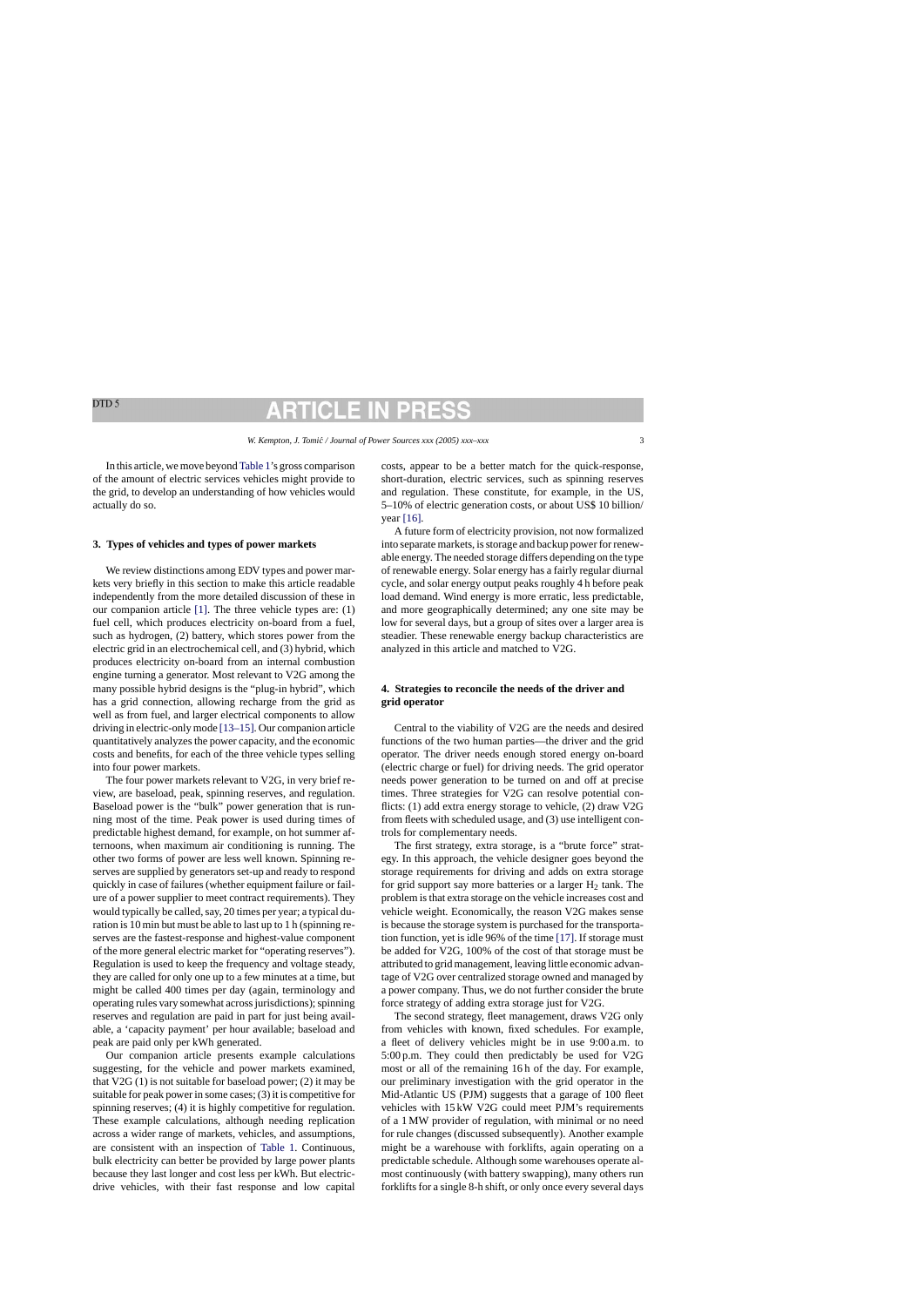In this article, we move beyond Table 1's gross comparison of the amount of electric services vehicles might provide to the grid, to develop an understanding of how vehicles would actually do so.

## 3. Types of vehicles and types of power markets

We review distinctions among EDV types and power markets very briefly in this section to make this article readable independently from the more detailed discussion of these in our companion article [1]. The three vehicle types are: (1) fuel cell, which produces electricity on-board from a fuel, such as hydrogen, (2) battery, which stores power from the electric grid in an electrochemical cell, and (3) hybrid, which produces electricity on-board from an internal combustion engine turning a generator. Most relevant to V2G among the many possible hybrid designs is the "plug-in hybrid", which has a grid connection, allowing recharge from the grid as well as from fuel, and larger electrical components to allow driving in electric-only mode [13–15]. Our companion article quantitatively analyzes the power capacity, and the economic costs and benefits, for each of the three vehicle types selling into four power markets.

The four power markets relevant to V2G, in very brief review, are baseload, peak, spinning reserves, and regulation. Baseload power is the "bulk" power generation that is running most of the time. Peak power is used during times of predictable highest demand, for example, on hot summer afternoons, when maximum air conditioning is running. The other two forms of power are less well known. Spinning reserves are supplied by generators set-up and ready to respond quickly in case of failures (whether equipment failure or failure of a power supplier to meet contract requirements). They would typically be called, say, 20 times per year; a typical duration is 10 min but must be able to last up to 1 h (spinning reserves are the fastest-response and highest-value component of the more general electric market for "operating reserves"). Regulation is used to keep the frequency and voltage steady, they are called for only one up to a few minutes at a time, but might be called 400 times per day (again, terminology and operating rules vary somewhat across jurisdictions); spinning reserves and regulation are paid in part for just being available, a 'capacity payment' per hour available; baseload and peak are paid only per kWh generated.

Our companion article presents example calculations suggesting, for the vehicle and power markets examined, that V2G (1) is not suitable for baseload power; (2) it may be suitable for peak power in some cases; (3) it is competitive for spinning reserves; (4) it is highly competitive for regulation. These example calculations, although needing replication across a wider range of markets, vehicles, and assumptions, are consistent with an inspection of Table 1. Continuous, bulk electricity can better be provided by large power plants because they last longer and cost less per kWh. But electric-drive vehicles, with their fast response and low capital costs, appear to be a better match for the quick-response, short-duration, electric services, such as spinning reserves and regulation. These constitute, for example, in the US, 5–10% of electric generation costs, or about US$ 10 billion/year [16].

A future form of electricity provision, not now formalized into separate markets, is storage and backup power for renewable energy. The needed storage differs depending on the type of renewable energy. Solar energy has a fairly regular diurnal cycle, and solar energy output peaks roughly 4 h before peak load demand. Wind energy is more erratic, less predictable, and more geographically determined; any one site may be low for several days, but a group of sites over a larger area is steadier. These renewable energy backup characteristics are analyzed in this article and matched to V2G.

## 4. Strategies to reconcile the needs of the driver and grid operator

Central to the viability of V2G are the needs and desired functions of the two human parties—the driver and the grid operator. The driver needs enough stored energy on-board (electric charge or fuel) for driving needs. The grid operator needs power generation to be turned on and off at precise times. Three strategies for V2G can resolve potential conflicts: (1) add extra energy storage to vehicle, (2) draw V2G from fleets with scheduled usage, and (3) use intelligent controls for complementary needs.

The first strategy, extra storage, is a "brute force" strategy. In this approach, the vehicle designer goes beyond the storage requirements for driving and adds on extra storage for grid support say more batteries or a larger $H_2$ tank. The problem is that extra storage on the vehicle increases cost and vehicle weight. Economically, the reason V2G makes sense is because the storage system is purchased for the transportation function, yet is idle 96% of the time [17]. If storage must be added for V2G, 100% of the cost of that storage must be attributed to grid management, leaving little economic advantage of V2G over centralized storage owned and managed by a power company. Thus, we do not further consider the brute force strategy of adding extra storage just for V2G.

The second strategy, fleet management, draws V2G only from vehicles with known, fixed schedules. For example, a fleet of delivery vehicles might be in use 9:00 a.m. to 5:00 p.m. They could then predictably be used for V2G most or all of the remaining 16 h of the day. For example, our preliminary investigation with the grid operator in the Mid-Atlantic US (PJM) suggests that a garage of 100 fleet vehicles with 15 kW V2G could meet PJM's requirements of a 1 MW provider of regulation, with minimal or no need for rule changes (discussed subsequently). Another example might be a warehouse with forklifts, again operating on a predictable schedule. Although some warehouses operate almost continuously (with battery swapping), many others run forklifts for a single 8-h shift, or only once every several days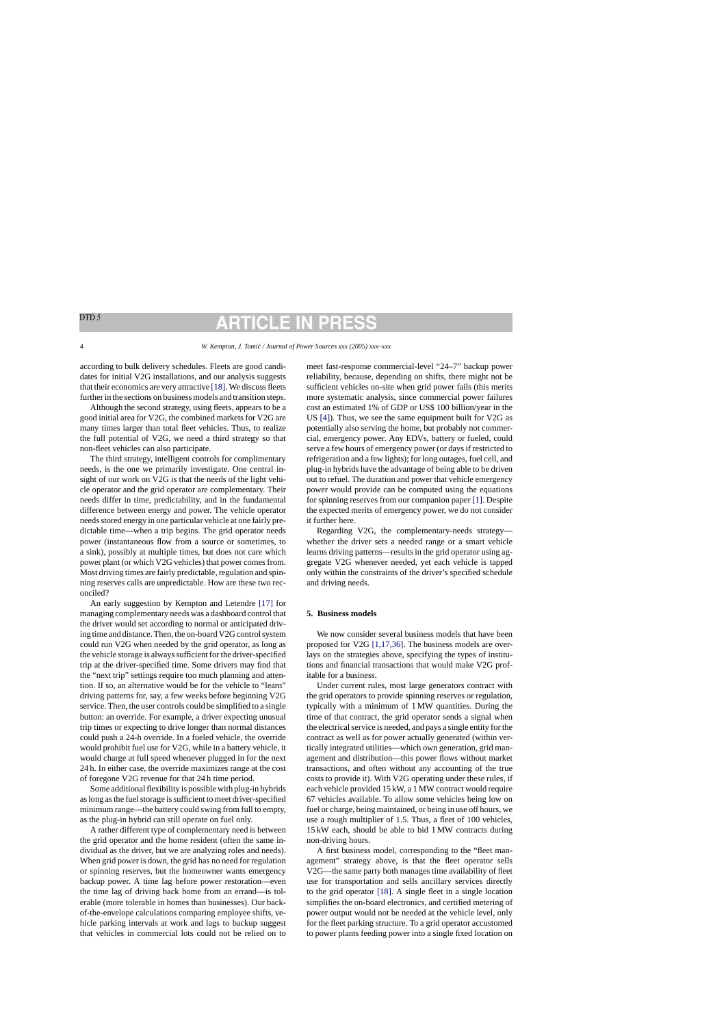according to bulk delivery schedules. Fleets are good candidates for initial V2G installations, and our analysis suggests that their economics are very attractive [18]. We discuss fleets further in the sections on business models and transition steps.

Although the second strategy, using fleets, appears to be a good initial area for V2G, the combined markets for V2G are many times larger than total fleet vehicles. Thus, to realize the full potential of V2G, we need a third strategy so that non-fleet vehicles can also participate.

The third strategy, intelligent controls for complimentary needs, is the one we primarily investigate. One central insight of our work on V2G is that the needs of the light vehicle operator and the grid operator are complementary. Their needs differ in time, predictability, and in the fundamental difference between energy and power. The vehicle operator needs stored energy in one particular vehicle at one fairly predictable time—when a trip begins. The grid operator needs power (instantaneous flow from a source or sometimes, to a sink), possibly at multiple times, but does not care which power plant (or which V2G vehicles) that power comes from. Most driving times are fairly predictable, regulation and spinning reserves calls are unpredictable. How are these two reconciled?

An early suggestion by Kempton and Letendre [17] for managing complementary needs was a dashboard control that the driver would set according to normal or anticipated driving time and distance. Then, the on-board V2G control system could run V2G when needed by the grid operator, as long as the vehicle storage is always sufficient for the driver-specified trip at the driver-specified time. Some drivers may find that the "next trip" settings require too much planning and attention. If so, an alternative would be for the vehicle to "learn" driving patterns for, say, a few weeks before beginning V2G service. Then, the user controls could be simplified to a single button: an override. For example, a driver expecting unusual trip times or expecting to drive longer than normal distances could push a 24-h override. In a fueled vehicle, the override would prohibit fuel use for V2G, while in a battery vehicle, it would charge at full speed whenever plugged in for the next 24 h. In either case, the override maximizes range at the cost of foregone V2G revenue for that 24 h time period.

Some additional flexibility is possible with plug-in hybrids as long as the fuel storage is sufficient to meet driver-specified minimum range—the battery could swing from full to empty, as the plug-in hybrid can still operate on fuel only.

A rather different type of complementary need is between the grid operator and the home resident (often the same individual as the driver, but we are analyzing roles and needs). When grid power is down, the grid has no need for regulation or spinning reserves, but the homeowner wants emergency backup power. A time lag before power restoration—even the time lag of driving back home from an errand—is tolerable (more tolerable in homes than businesses). Our back-of-the-envelope calculations comparing employee shifts, vehicle parking intervals at work and lags to backup suggest that vehicles in commercial lots could not be relied on to meet fast-response commercial-level "24–7" backup power reliability, because, depending on shifts, there might not be sufficient vehicles on-site when grid power fails (this merits more systematic analysis, since commercial power failures cost an estimated 1% of GDP or US$ 100 billion/year in the US [4]). Thus, we see the same equipment built for V2G as potentially also serving the home, but probably not commercial, emergency power. Any EDVs, battery or fueled, could serve a few hours of emergency power (or days if restricted to refrigeration and a few lights); for long outages, fuel cell, and plug-in hybrids have the advantage of being able to be driven out to refuel. The duration and power that vehicle emergency power would provide can be computed using the equations for spinning reserves from our companion paper [1]. Despite the expected merits of emergency power, we do not consider it further here.

Regarding V2G, the complementary-needs strategy—whether the driver sets a needed range or a smart vehicle learns driving patterns—results in the grid operator using aggregate V2G whenever needed, yet each vehicle is tapped only within the constraints of the driver's specified schedule and driving needs.

## 5. Business models

We now consider several business models that have been proposed for V2G [1,17,36]. The business models are overlays on the strategies above, specifying the types of institutions and financial transactions that would make V2G profitable for a business.

Under current rules, most large generators contract with the grid operators to provide spinning reserves or regulation, typically with a minimum of 1 MW quantities. During the time of that contract, the grid operator sends a signal when the electrical service is needed, and pays a single entity for the contract as well as for power actually generated (within vertically integrated utilities—which own generation, grid management and distribution—this power flows without market transactions, and often without any accounting of the true costs to provide it). With V2G operating under these rules, if each vehicle provided 15 kW, a 1 MW contract would require 67 vehicles available. To allow some vehicles being low on fuel or charge, being maintained, or being in use off hours, we use a rough multiplier of 1.5. Thus, a fleet of 100 vehicles, 15 kW each, should be able to bid 1 MW contracts during non-driving hours.

A first business model, corresponding to the "fleet management" strategy above, is that the fleet operator sells V2G—the same party both manages time availability of fleet use for transportation and sells ancillary services directly to the grid operator [18]. A single fleet in a single location simplifies the on-board electronics, and certified metering of power output would not be needed at the vehicle level, only for the fleet parking structure. To a grid operator accustomed to power plants feeding power into a single fixed location on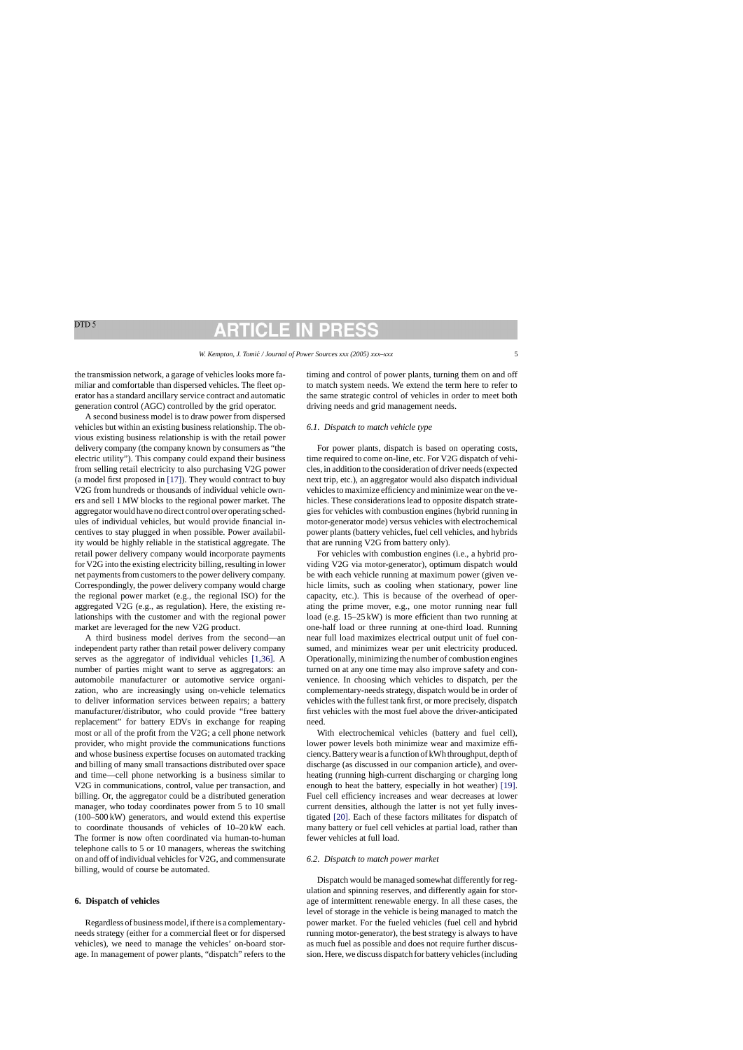the transmission network, a garage of vehicles looks more familiar and comfortable than dispersed vehicles. The fleet operator has a standard ancillary service contract and automatic generation control (AGC) controlled by the grid operator.

A second business model is to draw power from dispersed vehicles but within an existing business relationship. The obvious existing business relationship is with the retail power delivery company (the company known by consumers as "the electric utility"). This company could expand their business from selling retail electricity to also purchasing V2G power (a model first proposed in [17]). They would contract to buy V2G from hundreds or thousands of individual vehicle owners and sell 1 MW blocks to the regional power market. The aggregator would have no direct control over operating schedules of individual vehicles, but would provide financial incentives to stay plugged in when possible. Power availability would be highly reliable in the statistical aggregate. The retail power delivery company would incorporate payments for V2G into the existing electricity billing, resulting in lower net payments from customers to the power delivery company. Correspondingly, the power delivery company would charge the regional power market (e.g., the regional ISO) for the aggregated V2G (e.g., as regulation). Here, the existing relationships with the customer and with the regional power market are leveraged for the new V2G product.

A third business model derives from the second—an independent party rather than retail power delivery company serves as the aggregator of individual vehicles [1,36]. A number of parties might want to serve as aggregators: an automobile manufacturer or automotive service organization, who are increasingly using on-vehicle telematics to deliver information services between repairs; a battery manufacturer/distributor, who could provide "free battery replacement" for battery EDVs in exchange for reaping most or all of the profit from the V2G; a cell phone network provider, who might provide the communications functions and whose business expertise focuses on automated tracking and billing of many small transactions distributed over space and time—cell phone networking is a business similar to V2G in communications, control, value per transaction, and billing. Or, the aggregator could be a distributed generation manager, who today coordinates power from 5 to 10 small (100–500 kW) generators, and would extend this expertise to coordinate thousands of vehicles of 10–20 kW each. The former is now often coordinated via human-to-human telephone calls to 5 or 10 managers, whereas the switching on and off of individual vehicles for V2G, and commensurate billing, would of course be automated.

## 6. Dispatch of vehicles

Regardless of business model, if there is a complementary-needs strategy (either for a commercial fleet or for dispersed vehicles), we need to manage the vehicles' on-board storage. In management of power plants, "dispatch" refers to the timing and control of power plants, turning them on and off to match system needs. We extend the term here to refer to the same strategic control of vehicles in order to meet both driving needs and grid management needs.

### *6.1. Dispatch to match vehicle type*

For power plants, dispatch is based on operating costs, time required to come on-line, etc. For V2G dispatch of vehicles, in addition to the consideration of driver needs (expected next trip, etc.), an aggregator would also dispatch individual vehicles to maximize efficiency and minimize wear on the vehicles. These considerations lead to opposite dispatch strategies for vehicles with combustion engines (hybrid running in motor-generator mode) versus vehicles with electrochemical power plants (battery vehicles, fuel cell vehicles, and hybrids that are running V2G from battery only).

For vehicles with combustion engines (i.e., a hybrid providing V2G via motor-generator), optimum dispatch would be with each vehicle running at maximum power (given vehicle limits, such as cooling when stationary, power line capacity, etc.). This is because of the overhead of operating the prime mover, e.g., one motor running near full load (e.g. 15–25 kW) is more efficient than two running at one-half load or three running at one-third load. Running near full load maximizes electrical output unit of fuel consumed, and minimizes wear per unit electricity produced. Operationally, minimizing the number of combustion engines turned on at any one time may also improve safety and convenience. In choosing which vehicles to dispatch, per the complementary-needs strategy, dispatch would be in order of vehicles with the fullest tank first, or more precisely, dispatch first vehicles with the most fuel above the driver-anticipated need.

With electrochemical vehicles (battery and fuel cell), lower power levels both minimize wear and maximize efficiency. Battery wear is a function of kWh throughput, depth of discharge (as discussed in our companion article), and overheating (running high-current discharging or charging long enough to heat the battery, especially in hot weather) [19]. Fuel cell efficiency increases and wear decreases at lower current densities, although the latter is not yet fully investigated [20]. Each of these factors militates for dispatch of many battery or fuel cell vehicles at partial load, rather than fewer vehicles at full load.

### *6.2. Dispatch to match power market*

Dispatch would be managed somewhat differently for regulation and spinning reserves, and differently again for storage of intermittent renewable energy. In all these cases, the level of storage in the vehicle is being managed to match the power market. For the fueled vehicles (fuel cell and hybrid running motor-generator), the best strategy is always to have as much fuel as possible and does not require further discussion. Here, we discuss dispatch for battery vehicles (including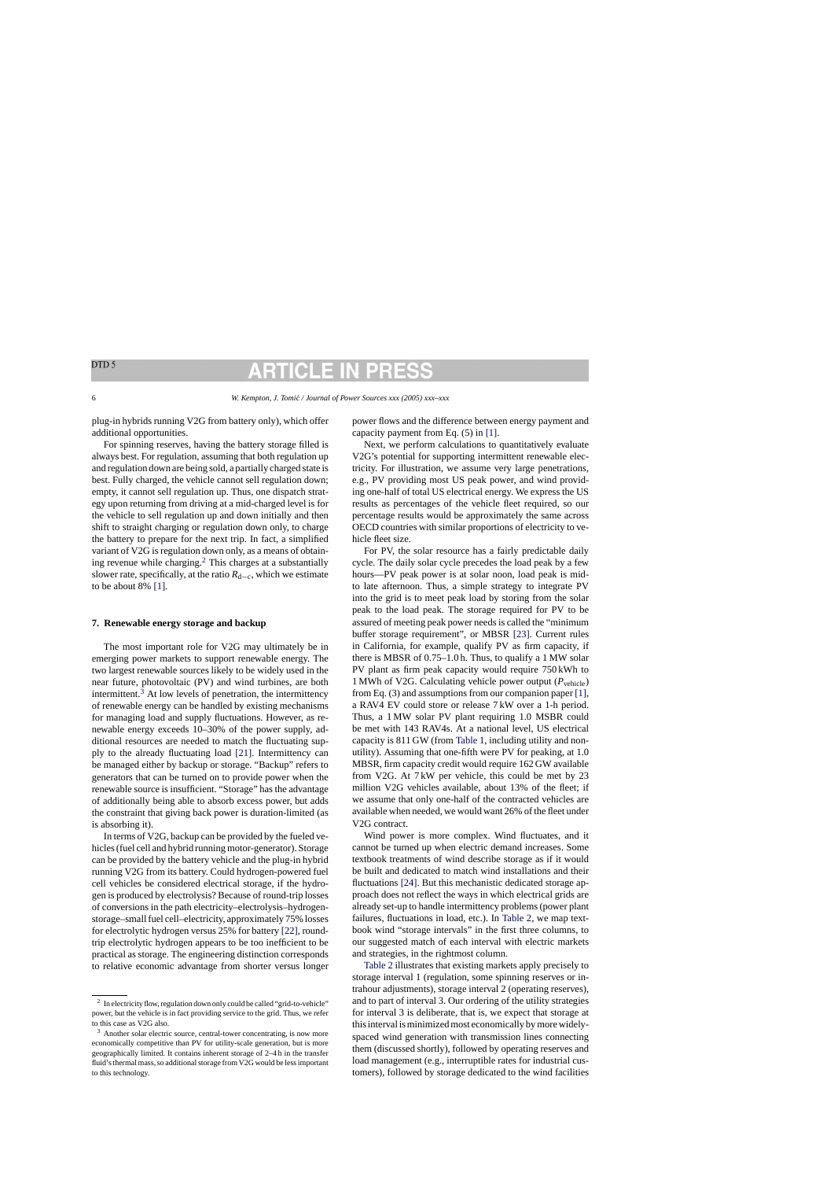plug-in hybrids running V2G from battery only), which offer additional opportunities.

For spinning reserves, having the battery storage filled is always best. For regulation, assuming that both regulation up and regulation down are being sold, a partially charged state is best. Fully charged, the vehicle cannot sell regulation down; empty, it cannot sell regulation up. Thus, one dispatch strategy upon returning from driving at a mid-charged level is for the vehicle to sell regulation up and down initially and then shift to straight charging or regulation down only, to charge the battery to prepare for the next trip. In fact, a simplified variant of V2G is regulation down only, as a means of obtaining revenue while charging.[2] This charges at a substantially slower rate, specifically, at the ratio $R_{d-c}$, which we estimate to be about 8% [1].

## 7. Renewable energy storage and backup

The most important role for V2G may ultimately be in emerging power markets to support renewable energy. The two largest renewable sources likely to be widely used in the near future, photovoltaic (PV) and wind turbines, are both intermittent.[3] At low levels of penetration, the intermittency of renewable energy can be handled by existing mechanisms for managing load and supply fluctuations. However, as renewable energy exceeds 10–30% of the power supply, additional resources are needed to match the fluctuating supply to the already fluctuating load [21]. Intermittency can be managed either by backup or storage. "Backup" refers to generators that can be turned on to provide power when the renewable source is insufficient. "Storage" has the advantage of additionally being able to absorb excess power, but adds the constraint that giving back power is duration-limited (as is absorbing it).

In terms of V2G, backup can be provided by the fueled vehicles (fuel cell and hybrid running motor-generator). Storage can be provided by the battery vehicle and the plug-in hybrid running V2G from its battery. Could hydrogen-powered fuel cell vehicles be considered electrical storage, if the hydrogen is produced by electrolysis? Because of round-trip losses of conversions in the path electricity–electrolysis–hydrogen-storage–small fuel cell–electricity, approximately 75% losses for electrolytic hydrogen versus 25% for battery [22], round-trip electrolytic hydrogen appears to be too inefficient to be practical as storage. The engineering distinction corresponds to relative economic advantage from shorter versus longer power flows and the difference between energy payment and capacity payment from Eq. (5) in [1].

Next, we perform calculations to quantitatively evaluate V2G's potential for supporting intermittent renewable electricity. For illustration, we assume very large penetrations, e.g., PV providing most US peak power, and wind providing one-half of total US electrical energy. We express the US results as percentages of the vehicle fleet required, so our percentage results would be approximately the same across OECD countries with similar proportions of electricity to vehicle fleet size.

For PV, the solar resource has a fairly predictable daily cycle. The daily solar cycle precedes the load peak by a few hours—PV peak power is at solar noon, load peak is mid- to late afternoon. Thus, a simple strategy to integrate PV into the grid is to meet peak load by storing from the solar peak to the load peak. The storage required for PV to be assured of meeting peak power needs is called the "minimum buffer storage requirement", or MBSR [23]. Current rules in California, for example, qualify PV as firm capacity, if there is MBSR of 0.75–1.0 h. Thus, to qualify a 1 MW solar PV plant as firm peak capacity would require 750 kWh to 1 MWh of V2G. Calculating vehicle power output ($P_{vehicle}$) from Eq. (3) and assumptions from our companion paper [1], a RAV4 EV could store or release 7 kW over a 1-h period. Thus, a 1 MW solar PV plant requiring 1.0 MSBR could be met with 143 RAV4s. At a national level, US electrical capacity is 811 GW (from Table 1, including utility and non-utility). Assuming that one-fifth were PV for peaking, at 1.0 MBSR, firm capacity credit would require 162 GW available from V2G. At 7 kW per vehicle, this could be met by 23 million V2G vehicles available, about 13% of the fleet; if we assume that only one-half of the contracted vehicles are available when needed, we would want 26% of the fleet under V2G contract.

Wind power is more complex. Wind fluctuates, and it cannot be turned up when electric demand increases. Some textbook treatments of wind describe storage as if it would be built and dedicated to match wind installations and their fluctuations [24]. But this mechanistic dedicated storage approach does not reflect the ways in which electrical grids are already set-up to handle intermittency problems (power plant failures, fluctuations in load, etc.). In Table 2, we map textbook wind "storage intervals" in the first three columns, to our suggested match of each interval with electric markets and strategies, in the rightmost column.

Table 2 illustrates that existing markets apply precisely to storage interval 1 (regulation, some spinning reserves or intrahour adjustments), storage interval 2 (operating reserves), and to part of interval 3. Our ordering of the utility strategies for interval 3 is deliberate, that is, we expect that storage at this interval is minimized most economically by more widely-spaced wind generation with transmission lines connecting them (discussed shortly), followed by operating reserves and load management (e.g., interruptible rates for industrial customers), followed by storage dedicated to the wind facilities

---

[2] In electricity flow, regulation down only could be called "grid-to-vehicle" power, but the vehicle is in fact providing service to the grid. Thus, we refer to this case as V2G also.

[3] Another solar electric source, central-tower concentrating, is now more economically competitive than PV for utility-scale generation, but is more geographically limited. It contains inherent storage of 2–4 h in the transfer fluid's thermal mass, so additional storage from V2G would be less important to this technology.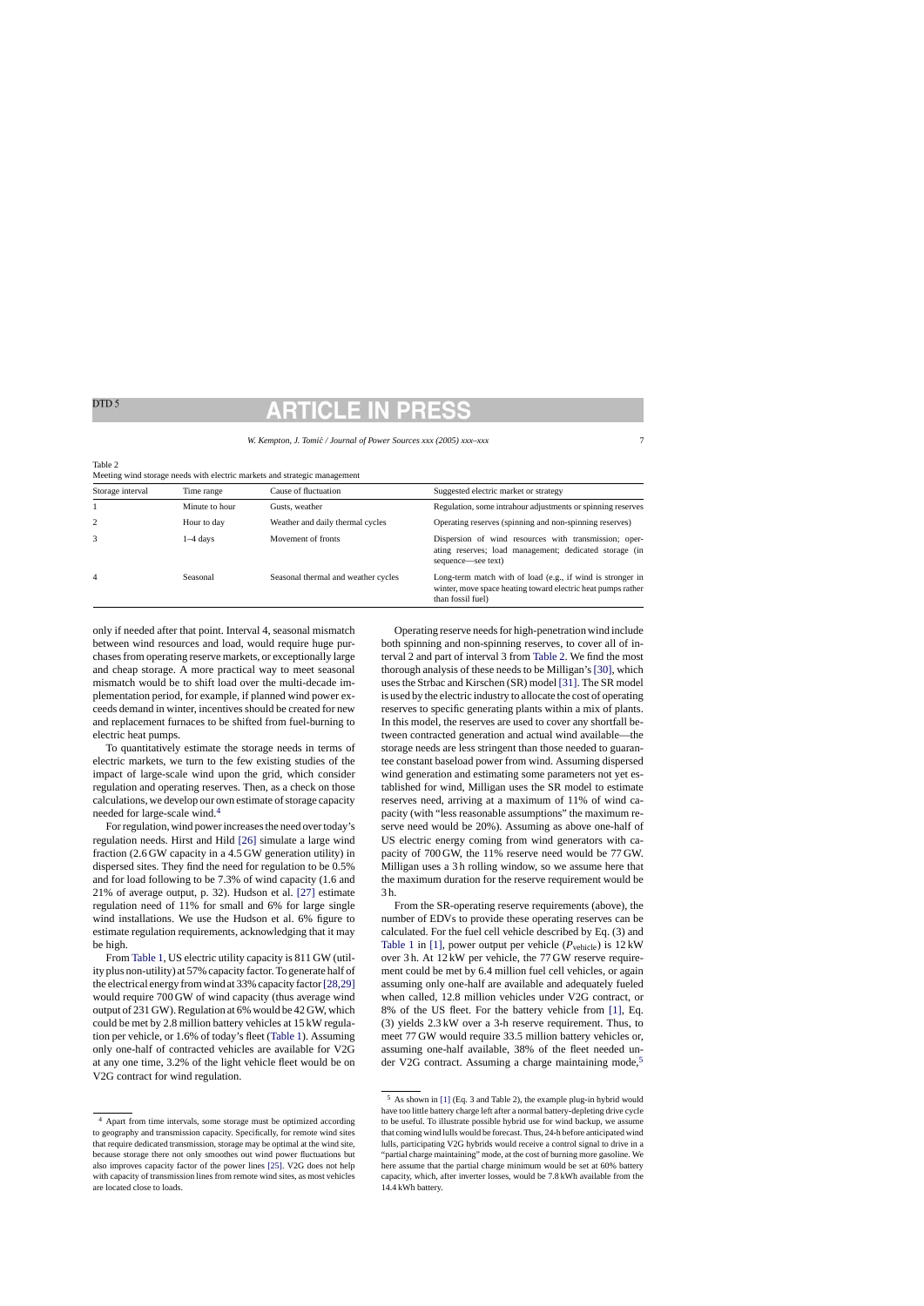Table 2
Meeting wind storage needs with electric markets and strategic management

| Storage interval | Time range | Cause of fluctuation | Suggested electric market or strategy |
|---|---|---|---|
| 1 | Minute to hour | Gusts, weather | Regulation, some intrahour adjustments or spinning reserves |
| 2 | Hour to day | Weather and daily thermal cycles | Operating reserves (spinning and non-spinning reserves) |
| 3 | 1–4 days | Movement of fronts | Dispersion of wind resources with transmission; operating reserves; load management; dedicated storage (in sequence—see text) |
| 4 | Seasonal | Seasonal thermal and weather cycles | Long-term match with of load (e.g., if wind is stronger in winter, move space heating toward electric heat pumps rather than fossil fuel) |

only if needed after that point. Interval 4, seasonal mismatch between wind resources and load, would require huge purchases from operating reserve markets, or exceptionally large and cheap storage. A more practical way to meet seasonal mismatch would be to shift load over the multi-decade implementation period, for example, if planned wind power exceeds demand in winter, incentives should be created for new and replacement furnaces to be shifted from fuel-burning to electric heat pumps.

To quantitatively estimate the storage needs in terms of electric markets, we turn to the few existing studies of the impact of large-scale wind upon the grid, which consider regulation and operating reserves. Then, as a check on those calculations, we develop our own estimate of storage capacity needed for large-scale wind.[4]

For regulation, wind power increases the need over today's regulation needs. Hirst and Hild [26] simulate a large wind fraction (2.6 GW capacity in a 4.5 GW generation utility) in dispersed sites. They find the need for regulation to be 0.5% and for load following to be 7.3% of wind capacity (1.6 and 21% of average output, p. 32). Hudson et al. [27] estimate regulation need of 11% for small and 6% for large single wind installations. We use the Hudson et al. 6% figure to estimate regulation requirements, acknowledging that it may be high.

From Table 1, US electric utility capacity is 811 GW (utility plus non-utility) at 57% capacity factor. To generate half of the electrical energy from wind at 33% capacity factor [28,29] would require 700 GW of wind capacity (thus average wind output of 231 GW). Regulation at 6% would be 42 GW, which could be met by 2.8 million battery vehicles at 15 kW regulation per vehicle, or 1.6% of today's fleet (Table 1). Assuming only one-half of contracted vehicles are available for V2G at any one time, 3.2% of the light vehicle fleet would be on V2G contract for wind regulation.

Operating reserve needs for high-penetration wind include both spinning and non-spinning reserves, to cover all of interval 2 and part of interval 3 from Table 2. We find the most thorough analysis of these needs to be Milligan's [30], which uses the Strbac and Kirschen (SR) model [31]. The SR model is used by the electric industry to allocate the cost of operating reserves to specific generating plants within a mix of plants. In this model, the reserves are used to cover any shortfall between contracted generation and actual wind available—the storage needs are less stringent than those needed to guarantee constant baseload power from wind. Assuming dispersed wind generation and estimating some parameters not yet established for wind, Milligan uses the SR model to estimate reserves need, arriving at a maximum of 11% of wind capacity (with "less reasonable assumptions" the maximum reserve need would be 20%). Assuming as above one-half of US electric energy coming from wind generators with capacity of 700 GW, the 11% reserve need would be 77 GW. Milligan uses a 3 h rolling window, so we assume here that the maximum duration for the reserve requirement would be 3 h.

From the SR-operating reserve requirements (above), the number of EDVs to provide these operating reserves can be calculated. For the fuel cell vehicle described by Eq. (3) and Table 1 in [1], power output per vehicle ($P_{\text{vehicle}}$) is 12 kW over 3 h. At 12 kW per vehicle, the 77 GW reserve requirement could be met by 6.4 million fuel cell vehicles, or again assuming only one-half are available and adequately fueled when called, 12.8 million vehicles under V2G contract, or 8% of the US fleet. For the battery vehicle from [1], Eq. (3) yields 2.3 kW over a 3-h reserve requirement. Thus, to meet 77 GW would require 33.5 million battery vehicles or, assuming one-half available, 38% of the fleet needed under V2G contract. Assuming a charge maintaining mode,[5]

[4] Apart from time intervals, some storage must be optimized according to geography and transmission capacity. Specifically, for remote wind sites that require dedicated transmission, storage may be optimal at the wind site, because storage there not only smoothes out wind power fluctuations but also improves capacity factor of the power lines [25]. V2G does not help with capacity of transmission lines from remote wind sites, as most vehicles are located close to loads.

[5] As shown in [1] (Eq. 3 and Table 2), the example plug-in hybrid would have too little battery charge left after a normal battery-depleting drive cycle to be useful. To illustrate possible hybrid use for wind backup, we assume that coming wind lulls would be forecast. Thus, 24-h before anticipated wind lulls, participating V2G hybrids would receive a control signal to drive in a "partial charge maintaining" mode, at the cost of burning more gasoline. We here assume that the partial charge minimum would be set at 60% battery capacity, which, after inverter losses, would be 7.8 kWh available from the 14.4 kWh battery.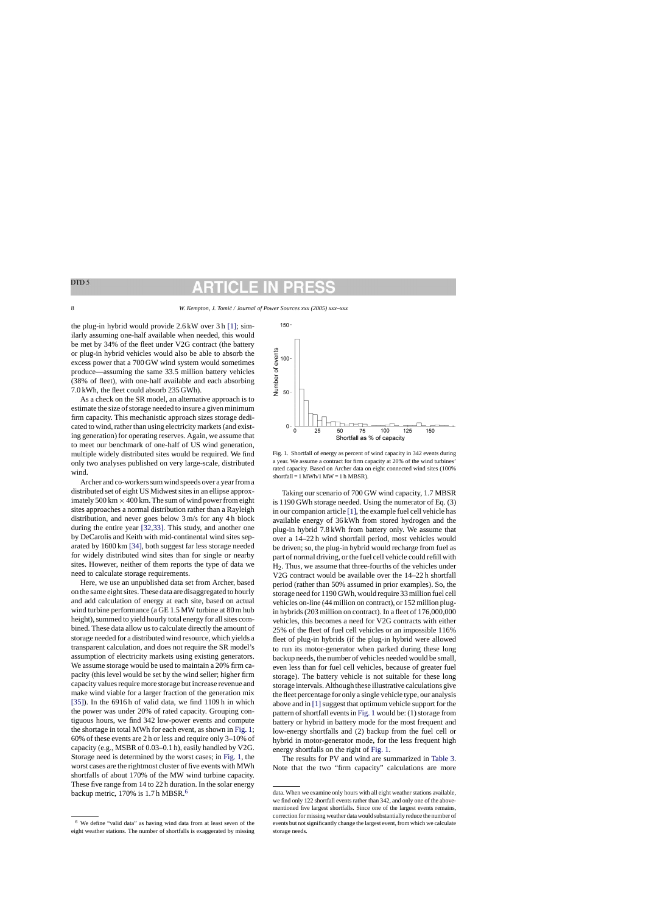the plug-in hybrid would provide 2.6 kW over 3 h [1]; similarly assuming one-half available when needed, this would be met by 34% of the fleet under V2G contract (the battery or plug-in hybrid vehicles would also be able to absorb the excess power that a 700 GW wind system would sometimes produce—assuming the same 33.5 million battery vehicles (38% of fleet), with one-half available and each absorbing 7.0 kWh, the fleet could absorb 235 GWh).

As a check on the SR model, an alternative approach is to estimate the size of storage needed to insure a given minimum firm capacity. This mechanistic approach sizes storage dedicated to wind, rather than using electricity markets (and existing generation) for operating reserves. Again, we assume that to meet our benchmark of one-half of US wind generation, multiple widely distributed sites would be required. We find only two analyses published on very large-scale, distributed wind.

Archer and co-workers sum wind speeds over a year from a distributed set of eight US Midwest sites in an ellipse approximately 500 km × 400 km. The sum of wind power from eight sites approaches a normal distribution rather than a Rayleigh distribution, and never goes below 3 m/s for any 4 h block during the entire year [32,33]. This study, and another one by DeCarolis and Keith with mid-continental wind sites separated by 1600 km [34], both suggest far less storage needed for widely distributed wind sites than for single or nearby sites. However, neither of them reports the type of data we need to calculate storage requirements.

Here, we use an unpublished data set from Archer, based on the same eight sites. These data are disaggregated to hourly and add calculation of energy at each site, based on actual wind turbine performance (a GE 1.5 MW turbine at 80 m hub height), summed to yield hourly total energy for all sites combined. These data allow us to calculate directly the amount of storage needed for a distributed wind resource, which yields a transparent calculation, and does not require the SR model's assumption of electricity markets using existing generators. We assume storage would be used to maintain a 20% firm capacity (this level would be set by the wind seller; higher firm capacity values require more storage but increase revenue and make wind viable for a larger fraction of the generation mix [35]). In the 6916 h of valid data, we find 1109 h in which the power was under 20% of rated capacity. Grouping contiguous hours, we find 342 low-power events and compute the shortage in total MWh for each event, as shown in Fig. 1; 60% of these events are 2 h or less and require only 3–10% of capacity (e.g., MSBR of 0.03–0.1 h), easily handled by V2G. Storage need is determined by the worst cases; in Fig. 1, the worst cases are the rightmost cluster of five events with MWh shortfalls of about 170% of the MW wind turbine capacity. These five range from 14 to 22 h duration. In the solar energy backup metric, 170% is 1.7 h MBSR.[6]

Fig. 1. Shortfall of energy as percent of wind capacity in 342 events during a year. We assume a contract for firm capacity at 20% of the wind turbines' rated capacity. Based on Archer data on eight connected wind sites (100% shortfall = 1 MWh/1 MW = 1 h MBSR).

Taking our scenario of 700 GW wind capacity, 1.7 MBSR is 1190 GWh storage needed. Using the numerator of Eq. (3) in our companion article [1], the example fuel cell vehicle has available energy of 36 kWh from stored hydrogen and the plug-in hybrid 7.8 kWh from battery only. We assume that over a 14–22 h wind shortfall period, most vehicles would be driven; so, the plug-in hybrid would recharge from fuel as part of normal driving, or the fuel cell vehicle could refill with $H_2$. Thus, we assume that three-fourths of the vehicles under V2G contract would be available over the 14–22 h shortfall period (rather than 50% assumed in prior examples). So, the storage need for 1190 GWh, would require 33 million fuel cell vehicles on-line (44 million on contract), or 152 million plug-in hybrids (203 million on contract). In a fleet of 176,000,000 vehicles, this becomes a need for V2G contracts with either 25% of the fleet of fuel cell vehicles or an impossible 116% fleet of plug-in hybrids (if the plug-in hybrid were allowed to run its motor-generator when parked during these long backup needs, the number of vehicles needed would be small, even less than for fuel cell vehicles, because of greater fuel storage). The battery vehicle is not suitable for these long storage intervals. Although these illustrative calculations give the fleet percentage for only a single vehicle type, our analysis above and in [1] suggest that optimum vehicle support for the pattern of shortfall events in Fig. 1 would be: (1) storage from battery or hybrid in battery mode for the most frequent and low-energy shortfalls and (2) backup from the fuel cell or hybrid in motor-generator mode, for the less frequent high energy shortfalls on the right of Fig. 1.

The results for PV and wind are summarized in Table 3. Note that the two "firm capacity" calculations are more

[6] We define "valid data" as having wind data from at least seven of the eight weather stations. The number of shortfalls is exaggerated by missing data. When we examine only hours with all eight weather stations available, we find only 122 shortfall events rather than 342, and only one of the above-mentioned five largest shortfalls. Since one of the largest events remains, correction for missing weather data would substantially reduce the number of events but not significantly change the largest event, from which we calculate storage needs.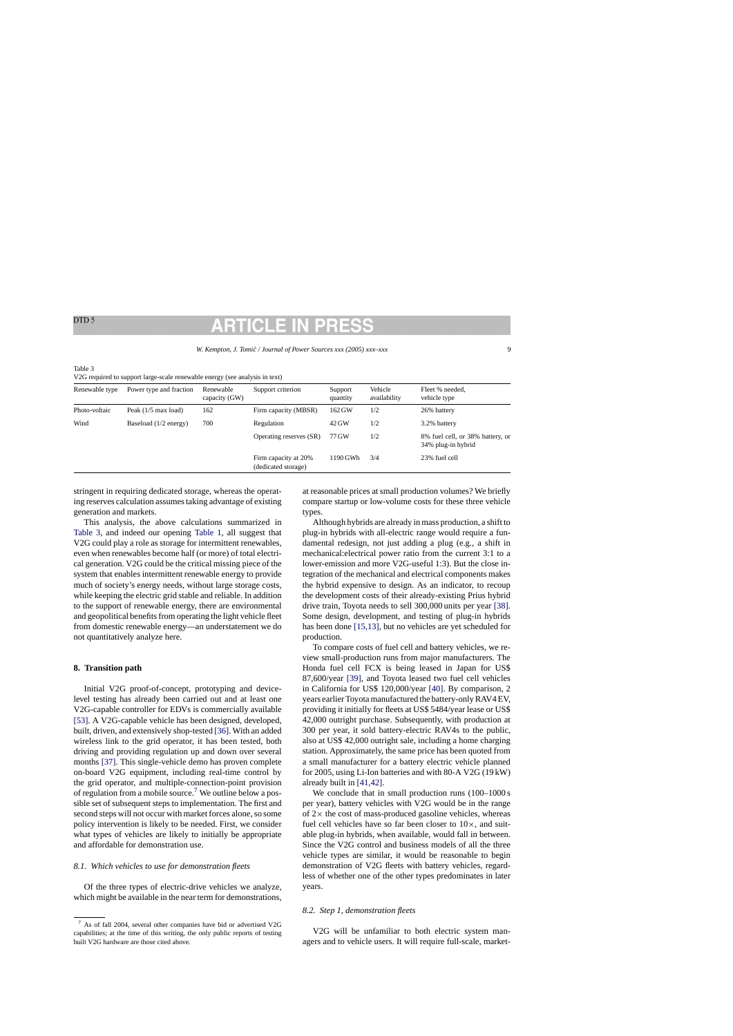Table 3
V2G required to support large-scale renewable energy (see analysis in text)

| Renewable type | Power type and fraction | Renewable capacity (GW) | Support criterion | Support quantity | Vehicle availability | Fleet % needed, vehicle type |
|---|---|---|---|---|---|---|
| Photo-voltaic | Peak (1/5 max load) | 162 | Firm capacity (MBSR) | 162 GW | 1/2 | 26% battery |
| Wind | Baseload (1/2 energy) | 700 | Regulation | 42 GW | 1/2 | 3.2% battery |
| | | | Operating reserves (SR) | 77 GW | 1/2 | 8% fuel cell, or 38% battery, or 34% plug-in hybrid |
| | | | Firm capacity at 20% (dedicated storage) | 1190 GWh | 3/4 | 23% fuel cell |

stringent in requiring dedicated storage, whereas the operating reserves calculation assumes taking advantage of existing generation and markets.

This analysis, the above calculations summarized in Table 3, and indeed our opening Table 1, all suggest that V2G could play a role as storage for intermittent renewables, even when renewables become half (or more) of total electrical generation. V2G could be the critical missing piece of the system that enables intermittent renewable energy to provide much of society's energy needs, without large storage costs, while keeping the electric grid stable and reliable. In addition to the support of renewable energy, there are environmental and geopolitical benefits from operating the light vehicle fleet from domestic renewable energy—an understatement we do not quantitatively analyze here.

## 8. Transition path

Initial V2G proof-of-concept, prototyping and device-level testing has already been carried out and at least one V2G-capable controller for EDVs is commercially available [53]. A V2G-capable vehicle has been designed, developed, built, driven, and extensively shop-tested [36]. With an added wireless link to the grid operator, it has been tested, both driving and providing regulation up and down over several months [37]. This single-vehicle demo has proven complete on-board V2G equipment, including real-time control by the grid operator, and multiple-connection-point provision of regulation from a mobile source.[7] We outline below a possible set of subsequent steps to implementation. The first and second steps will not occur with market forces alone, so some policy intervention is likely to be needed. First, we consider what types of vehicles are likely to initially be appropriate and affordable for demonstration use.

### 8.1. Which vehicles to use for demonstration fleets

Of the three types of electric-drive vehicles we analyze, which might be available in the near term for demonstrations, at reasonable prices at small production volumes? We briefly compare startup or low-volume costs for these three vehicle types.

Although hybrids are already in mass production, a shift to plug-in hybrids with all-electric range would require a fundamental redesign, not just adding a plug (e.g., a shift in mechanical:electrical power ratio from the current 3:1 to a lower-emission and more V2G-useful 1:3). But the close integration of the mechanical and electrical components makes the hybrid expensive to design. As an indicator, to recoup the development costs of their already-existing Prius hybrid drive train, Toyota needs to sell 300,000 units per year [38]. Some design, development, and testing of plug-in hybrids has been done [15,13], but no vehicles are yet scheduled for production.

To compare costs of fuel cell and battery vehicles, we review small-production runs from major manufacturers. The Honda fuel cell FCX is being leased in Japan for US$ 87,600/year [39], and Toyota leased two fuel cell vehicles in California for US$ 120,000/year [40]. By comparison, 2 years earlier Toyota manufactured the battery-only RAV4 EV, providing it initially for fleets at US$ 5484/year lease or US$ 42,000 outright purchase. Subsequently, with production at 300 per year, it sold battery-electric RAV4s to the public, also at US$ 42,000 outright sale, including a home charging station. Approximately, the same price has been quoted from a small manufacturer for a battery electric vehicle planned for 2005, using Li-Ion batteries and with 80-A V2G (19 kW) already built in [41,42].

We conclude that in small production runs (100–1000 s per year), battery vehicles with V2G would be in the range of 2× the cost of mass-produced gasoline vehicles, whereas fuel cell vehicles have so far been closer to 10×, and suitable plug-in hybrids, when available, would fall in between. Since the V2G control and business models of all the three vehicle types are similar, it would be reasonable to begin demonstration of V2G fleets with battery vehicles, regardless of whether one of the other types predominates in later years.

### 8.2. Step 1, demonstration fleets

V2G will be unfamiliar to both electric system managers and to vehicle users. It will require full-scale, market-

[7] As of fall 2004, several other companies have bid or advertised V2G capabilities; at the time of this writing, the only public reports of testing built V2G hardware are those cited above.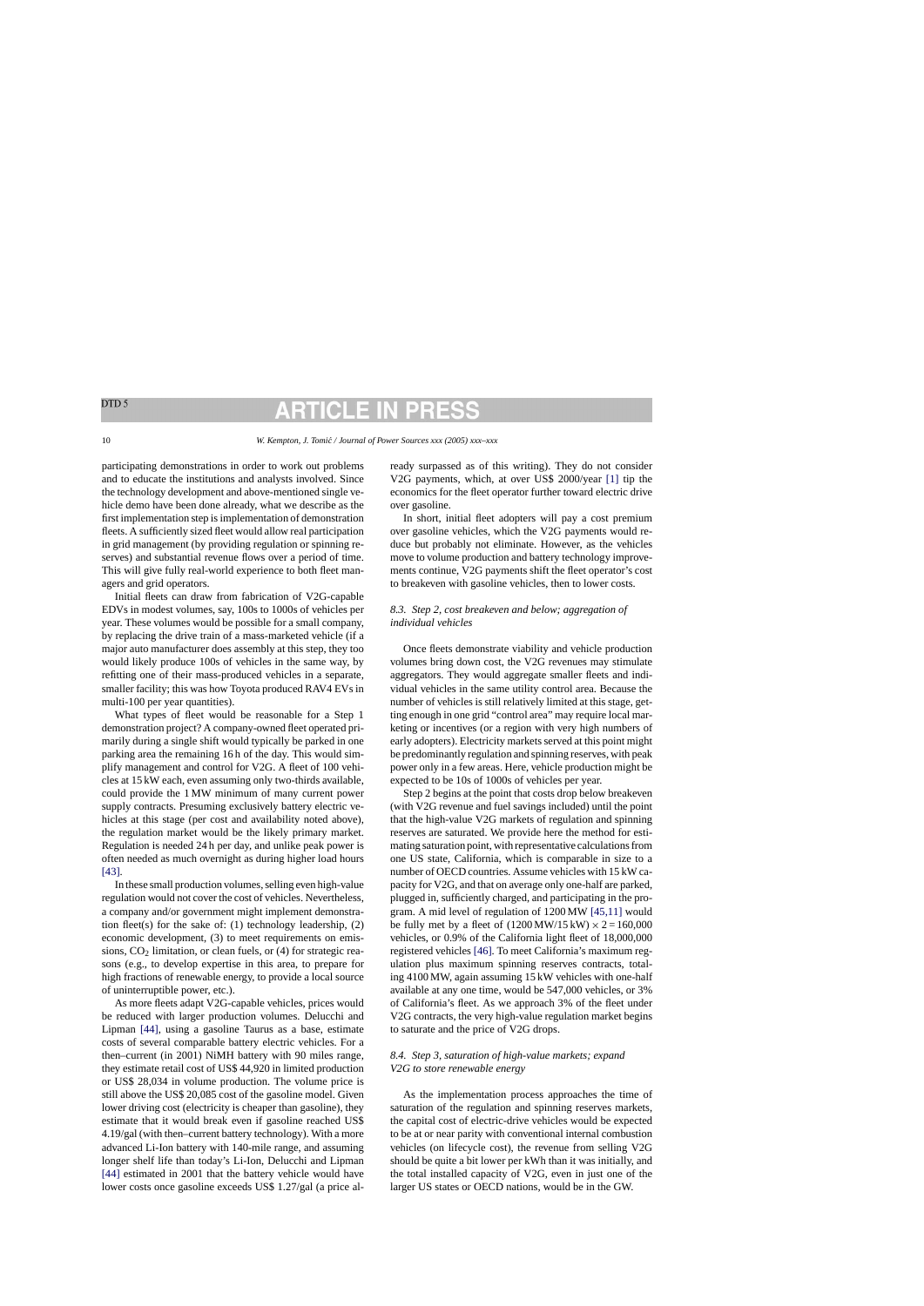participating demonstrations in order to work out problems and to educate the institutions and analysts involved. Since the technology development and above-mentioned single vehicle demo have been done already, what we describe as the first implementation step is implementation of demonstration fleets. A sufficiently sized fleet would allow real participation in grid management (by providing regulation or spinning reserves) and substantial revenue flows over a period of time. This will give fully real-world experience to both fleet managers and grid operators.

Initial fleets can draw from fabrication of V2G-capable EDVs in modest volumes, say, 100s to 1000s of vehicles per year. These volumes would be possible for a small company, by replacing the drive train of a mass-marketed vehicle (if a major auto manufacturer does assembly at this step, they too would likely produce 100s of vehicles in the same way, by refitting one of their mass-produced vehicles in a separate, smaller facility; this was how Toyota produced RAV4 EVs in multi-100 per year quantities).

What types of fleet would be reasonable for a Step 1 demonstration project? A company-owned fleet operated primarily during a single shift would typically be parked in one parking area the remaining 16 h of the day. This would simplify management and control for V2G. A fleet of 100 vehicles at 15 kW each, even assuming only two-thirds available, could provide the 1 MW minimum of many current power supply contracts. Presuming exclusively battery electric vehicles at this stage (per cost and availability noted above), the regulation market would be the likely primary market. Regulation is needed 24 h per day, and unlike peak power is often needed as much overnight as during higher load hours [43].

In these small production volumes, selling even high-value regulation would not cover the cost of vehicles. Nevertheless, a company and/or government might implement demonstration fleet(s) for the sake of: (1) technology leadership, (2) economic development, (3) to meet requirements on emissions, $CO_2$ limitation, or clean fuels, or (4) for strategic reasons (e.g., to develop expertise in this area, to prepare for high fractions of renewable energy, to provide a local source of uninterruptible power, etc.).

As more fleets adapt V2G-capable vehicles, prices would be reduced with larger production volumes. Delucchi and Lipman [44], using a gasoline Taurus as a base, estimate costs of several comparable battery electric vehicles. For a then–current (in 2001) NiMH battery with 90 miles range, they estimate retail cost of US$ 44,920 in limited production or US$ 28,034 in volume production. The volume price is still above the US$ 20,085 cost of the gasoline model. Given lower driving cost (electricity is cheaper than gasoline), they estimate that it would break even if gasoline reached US$ 4.19/gal (with then–current battery technology). With a more advanced Li-Ion battery with 140-mile range, and assuming longer shelf life than today's Li-Ion, Delucchi and Lipman [44] estimated in 2001 that the battery vehicle would have lower costs once gasoline exceeds US$ 1.27/gal (a price already surpassed as of this writing). They do not consider V2G payments, which, at over US$ 2000/year [1] tip the economics for the fleet operator further toward electric drive over gasoline.

In short, initial fleet adopters will pay a cost premium over gasoline vehicles, which the V2G payments would reduce but probably not eliminate. However, as the vehicles move to volume production and battery technology improvements continue, V2G payments shift the fleet operator's cost to breakeven with gasoline vehicles, then to lower costs.

### 8.3. Step 2, cost breakeven and below; aggregation of individual vehicles

Once fleets demonstrate viability and vehicle production volumes bring down cost, the V2G revenues may stimulate aggregators. They would aggregate smaller fleets and individual vehicles in the same utility control area. Because the number of vehicles is still relatively limited at this stage, getting enough in one grid "control area" may require local marketing or incentives (or a region with very high numbers of early adopters). Electricity markets served at this point might be predominantly regulation and spinning reserves, with peak power only in a few areas. Here, vehicle production might be expected to be 10s of 1000s of vehicles per year.

Step 2 begins at the point that costs drop below breakeven (with V2G revenue and fuel savings included) until the point that the high-value V2G markets of regulation and spinning reserves are saturated. We provide here the method for estimating saturation point, with representative calculations from one US state, California, which is comparable in size to a number of OECD countries. Assume vehicles with 15 kW capacity for V2G, and that on average only one-half are parked, plugged in, sufficiently charged, and participating in the program. A mid level of regulation of 1200 MW [45,11] would be fully met by a fleet of $(1200\,\text{MW}/15\,\text{kW}) \times 2 = 160{,}000$ vehicles, or 0.9% of the California light fleet of 18,000,000 registered vehicles [46]. To meet California's maximum regulation plus maximum spinning reserves contracts, totaling 4100 MW, again assuming 15 kW vehicles with one-half available at any one time, would be 547,000 vehicles, or 3% of California's fleet. As we approach 3% of the fleet under V2G contracts, the very high-value regulation market begins to saturate and the price of V2G drops.

### 8.4. Step 3, saturation of high-value markets; expand V2G to store renewable energy

As the implementation process approaches the time of saturation of the regulation and spinning reserves markets, the capital cost of electric-drive vehicles would be expected to be at or near parity with conventional internal combustion vehicles (on lifecycle cost), the revenue from selling V2G should be quite a bit lower per kWh than it was initially, and the total installed capacity of V2G, even in just one of the larger US states or OECD nations, would be in the GW.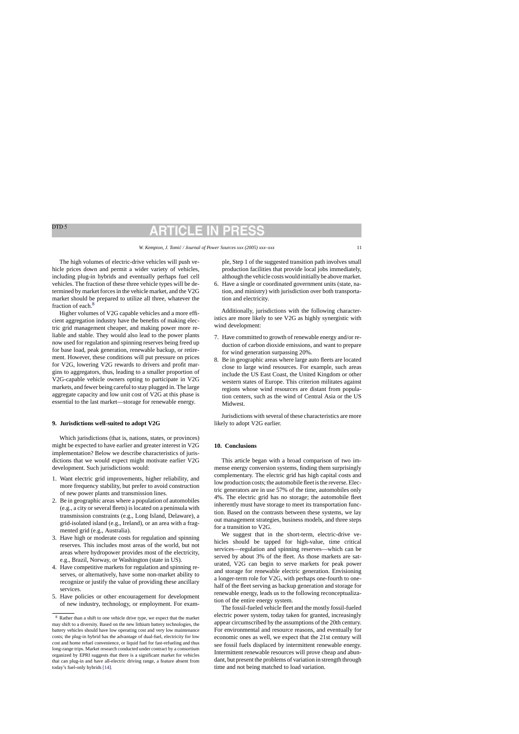The high volumes of electric-drive vehicles will push vehicle prices down and permit a wider variety of vehicles, including plug-in hybrids and eventually perhaps fuel cell vehicles. The fraction of these three vehicle types will be determined by market forces in the vehicle market, and the V2G market should be prepared to utilize all three, whatever the fraction of each.[8]

Higher volumes of V2G capable vehicles and a more efficient aggregation industry have the benefits of making electric grid management cheaper, and making power more reliable and stable. They would also lead to the power plants now used for regulation and spinning reserves being freed up for base load, peak generation, renewable backup, or retirement. However, these conditions will put pressure on prices for V2G, lowering V2G rewards to drivers and profit margins to aggregators, thus, leading to a smaller proportion of V2G-capable vehicle owners opting to participate in V2G markets, and fewer being careful to stay plugged in. The large aggregate capacity and low unit cost of V2G at this phase is essential to the last market—storage for renewable energy.

## 9. Jurisdictions well-suited to adopt V2G

Which jurisdictions (that is, nations, states, or provinces) might be expected to have earlier and greater interest in V2G implementation? Below we describe characteristics of jurisdictions that we would expect might motivate earlier V2G development. Such jurisdictions would:

1. Want electric grid improvements, higher reliability, and more frequency stability, but prefer to avoid construction of new power plants and transmission lines.
2. Be in geographic areas where a population of automobiles (e.g., a city or several fleets) is located on a peninsula with transmission constraints (e.g., Long Island, Delaware), a grid-isolated island (e.g., Ireland), or an area with a fragmented grid (e.g., Australia).
3. Have high or moderate costs for regulation and spinning reserves. This includes most areas of the world, but not areas where hydropower provides most of the electricity, e.g., Brazil, Norway, or Washington (state in US).
4. Have competitive markets for regulation and spinning reserves, or alternatively, have some non-market ability to recognize or justify the value of providing these ancillary services.
5. Have policies or other encouragement for development of new industry, technology, or employment. For example, Step 1 of the suggested transition path involves small production facilities that provide local jobs immediately, although the vehicle costs would initially be above market.
6. Have a single or coordinated government units (state, nation, and ministry) with jurisdiction over both transportation and electricity.

Additionally, jurisdictions with the following characteristics are more likely to see V2G as highly synergistic with wind development:

7. Have committed to growth of renewable energy and/or reduction of carbon dioxide emissions, and want to prepare for wind generation surpassing 20%.
8. Be in geographic areas where large auto fleets are located close to large wind resources. For example, such areas include the US East Coast, the United Kingdom or other western states of Europe. This criterion militates against regions whose wind resources are distant from population centers, such as the wind of Central Asia or the US Midwest.

Jurisdictions with several of these characteristics are more likely to adopt V2G earlier.

## 10. Conclusions

This article began with a broad comparison of two immense energy conversion systems, finding them surprisingly complementary. The electric grid has high capital costs and low production costs; the automobile fleet is the reverse. Electric generators are in use 57% of the time, automobiles only 4%. The electric grid has no storage; the automobile fleet inherently must have storage to meet its transportation function. Based on the contrasts between these systems, we lay out management strategies, business models, and three steps for a transition to V2G.

We suggest that in the short-term, electric-drive vehicles should be tapped for high-value, time critical services—regulation and spinning reserves—which can be served by about 3% of the fleet. As those markets are saturated, V2G can begin to serve markets for peak power and storage for renewable electric generation. Envisioning a longer-term role for V2G, with perhaps one-fourth to one-half of the fleet serving as backup generation and storage for renewable energy, leads us to the following reconceptualization of the entire energy system.

The fossil-fueled vehicle fleet and the mostly fossil-fueled electric power system, today taken for granted, increasingly appear circumscribed by the assumptions of the 20th century. For environmental and resource reasons, and eventually for economic ones as well, we expect that the 21st century will see fossil fuels displaced by intermittent renewable energy. Intermittent renewable resources will prove cheap and abundant, but present the problems of variation in strength through time and not being matched to load variation.

[8] Rather than a shift to one vehicle drive type, we expect that the market may shift to a diversity. Based on the new lithium battery technologies, the battery vehicles should have low operating cost and very low maintenance costs; the plug-in hybrid has the advantage of dual-fuel, electricity for low cost and home refuel convenience, or liquid fuel for fast-refueling and thus long-range trips. Market research conducted under contract by a consortium organized by EPRI suggests that there is a significant market for vehicles that can plug-in and have all-electric driving range, a feature absent from today's fuel-only hybrids [14].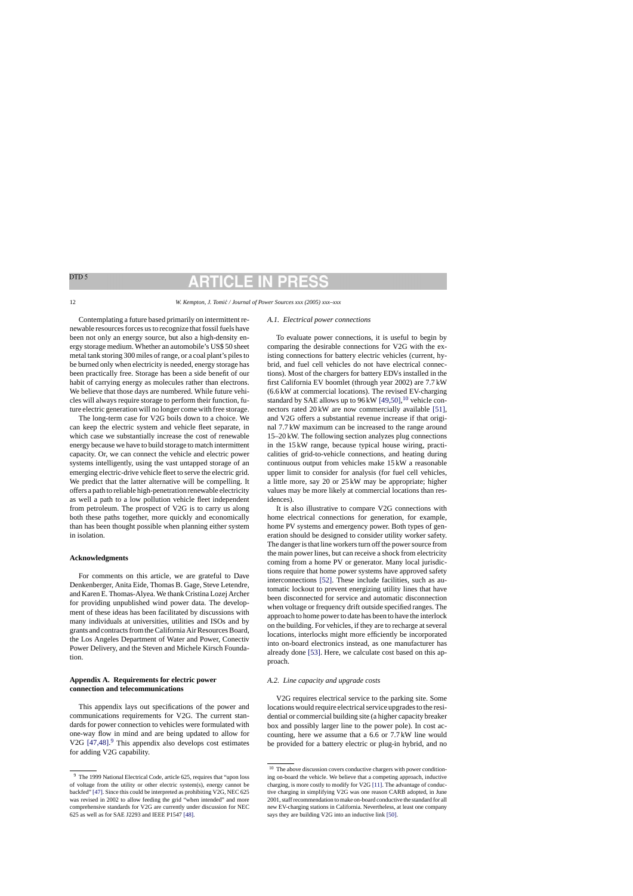Contemplating a future based primarily on intermittent renewable resources forces us to recognize that fossil fuels have been not only an energy source, but also a high-density energy storage medium. Whether an automobile's US$ 50 sheet metal tank storing 300 miles of range, or a coal plant's piles to be burned only when electricity is needed, energy storage has been practically free. Storage has been a side benefit of our habit of carrying energy as molecules rather than electrons. We believe that those days are numbered. While future vehicles will always require storage to perform their function, future electric generation will no longer come with free storage.

The long-term case for V2G boils down to a choice. We can keep the electric system and vehicle fleet separate, in which case we substantially increase the cost of renewable energy because we have to build storage to match intermittent capacity. Or, we can connect the vehicle and electric power systems intelligently, using the vast untapped storage of an emerging electric-drive vehicle fleet to serve the electric grid. We predict that the latter alternative will be compelling. It offers a path to reliable high-penetration renewable electricity as well a path to a low pollution vehicle fleet independent from petroleum. The prospect of V2G is to carry us along both these paths together, more quickly and economically than has been thought possible when planning either system in isolation.

## Acknowledgments

For comments on this article, we are grateful to Dave Denkenberger, Anita Eide, Thomas B. Gage, Steve Letendre, and Karen E. Thomas-Alyea. We thank Cristina Lozej Archer for providing unpublished wind power data. The development of these ideas has been facilitated by discussions with many individuals at universities, utilities and ISOs and by grants and contracts from the California Air Resources Board, the Los Angeles Department of Water and Power, Conectiv Power Delivery, and the Steven and Michele Kirsch Foundation.

## Appendix A. Requirements for electric power connection and telecommunications

This appendix lays out specifications of the power and communications requirements for V2G. The current standards for power connection to vehicles were formulated with one-way flow in mind and are being updated to allow for V2G [47,48].[9] This appendix also develops cost estimates for adding V2G capability.

### A.1. Electrical power connections

To evaluate power connections, it is useful to begin by comparing the desirable connections for V2G with the existing connections for battery electric vehicles (current, hybrid, and fuel cell vehicles do not have electrical connections). Most of the chargers for battery EDVs installed in the first California EV boomlet (through year 2002) are 7.7 kW (6.6 kW at commercial locations). The revised EV-charging standard by SAE allows up to 96 kW [49,50],[10] vehicle connectors rated 20 kW are now commercially available [51], and V2G offers a substantial revenue increase if that original 7.7 kW maximum can be increased to the range around 15–20 kW. The following section analyzes plug connections in the 15 kW range, because typical house wiring, practicalities of grid-to-vehicle connections, and heating during continuous output from vehicles make 15 kW a reasonable upper limit to consider for analysis (for fuel cell vehicles, a little more, say 20 or 25 kW may be appropriate; higher values may be more likely at commercial locations than residences).

It is also illustrative to compare V2G connections with home electrical connections for generation, for example, home PV systems and emergency power. Both types of generation should be designed to consider utility worker safety. The danger is that line workers turn off the power source from the main power lines, but can receive a shock from electricity coming from a home PV or generator. Many local jurisdictions require that home power systems have approved safety interconnections [52]. These include facilities, such as automatic lockout to prevent energizing utility lines that have been disconnected for service and automatic disconnection when voltage or frequency drift outside specified ranges. The approach to home power to date has been to have the interlock on the building. For vehicles, if they are to recharge at several locations, interlocks might more efficiently be incorporated into on-board electronics instead, as one manufacturer has already done [53]. Here, we calculate cost based on this approach.

### A.2. Line capacity and upgrade costs

V2G requires electrical service to the parking site. Some locations would require electrical service upgrades to the residential or commercial building site (a higher capacity breaker box and possibly larger line to the power pole). In cost accounting, here we assume that a 6.6 or 7.7 kW line would be provided for a battery electric or plug-in hybrid, and no

---

[9] The 1999 National Electrical Code, article 625, requires that "upon loss of voltage from the utility or other electric system(s), energy cannot be backfed" [47]. Since this could be interpreted as prohibiting V2G, NEC 625 was revised in 2002 to allow feeding the grid "when intended" and more comprehensive standards for V2G are currently under discussion for NEC 625 as well as for SAE J2293 and IEEE P1547 [48].

[10] The above discussion covers conductive chargers with power conditioning on-board the vehicle. We believe that a competing approach, inductive charging, is more costly to modify for V2G [11]. The advantage of conductive charging in simplifying V2G was one reason CARB adopted, in June 2001, staff recommendation to make on-board conductive the standard for all new EV-charging stations in California. Nevertheless, at least one company says they are building V2G into an inductive link [50].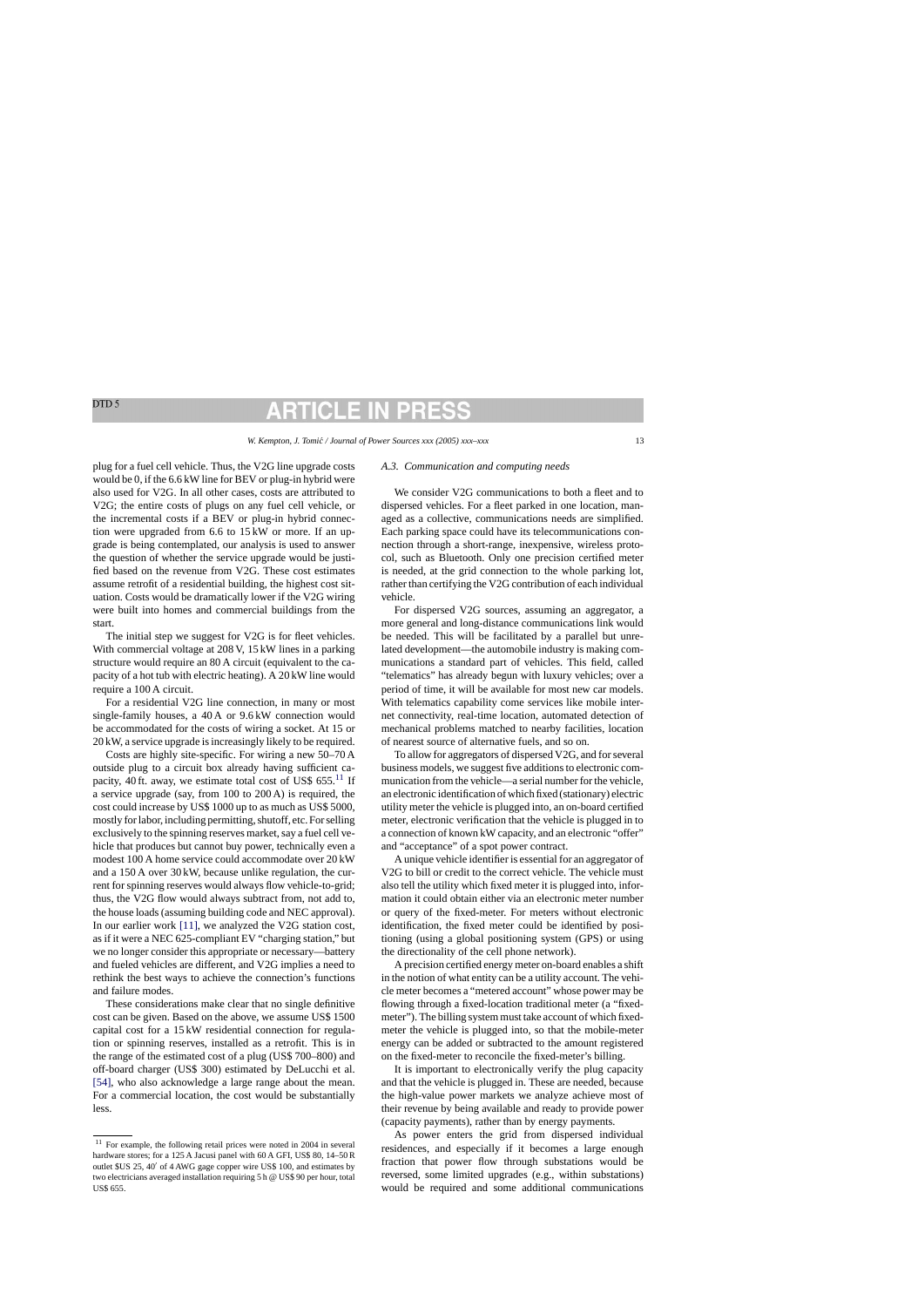plug for a fuel cell vehicle. Thus, the V2G line upgrade costs would be 0, if the 6.6 kW line for BEV or plug-in hybrid were also used for V2G. In all other cases, costs are attributed to V2G; the entire costs of plugs on any fuel cell vehicle, or the incremental costs if a BEV or plug-in hybrid connection were upgraded from 6.6 to 15 kW or more. If an upgrade is being contemplated, our analysis is used to answer the question of whether the service upgrade would be justified based on the revenue from V2G. These cost estimates assume retrofit of a residential building, the highest cost situation. Costs would be dramatically lower if the V2G wiring were built into homes and commercial buildings from the start.

The initial step we suggest for V2G is for fleet vehicles. With commercial voltage at 208 V, 15 kW lines in a parking structure would require an 80 A circuit (equivalent to the capacity of a hot tub with electric heating). A 20 kW line would require a 100 A circuit.

For a residential V2G line connection, in many or most single-family houses, a 40 A or 9.6 kW connection would be accommodated for the costs of wiring a socket. At 15 or 20 kW, a service upgrade is increasingly likely to be required.

Costs are highly site-specific. For wiring a new 50–70 A outside plug to a circuit box already having sufficient capacity, 40 ft. away, we estimate total cost of US$ 655.[11] If a service upgrade (say, from 100 to 200 A) is required, the cost could increase by US$ 1000 up to as much as US$ 5000, mostly for labor, including permitting, shutoff, etc. For selling exclusively to the spinning reserves market, say a fuel cell vehicle that produces but cannot buy power, technically even a modest 100 A home service could accommodate over 20 kW and a 150 A over 30 kW, because unlike regulation, the current for spinning reserves would always flow vehicle-to-grid; thus, the V2G flow would always subtract from, not add to, the house loads (assuming building code and NEC approval). In our earlier work [11], we analyzed the V2G station cost, as if it were a NEC 625-compliant EV "charging station," but we no longer consider this appropriate or necessary—battery and fueled vehicles are different, and V2G implies a need to rethink the best ways to achieve the connection's functions and failure modes.

These considerations make clear that no single definitive cost can be given. Based on the above, we assume US$ 1500 capital cost for a 15 kW residential connection for regulation or spinning reserves, installed as a retrofit. This is in the range of the estimated cost of a plug (US$ 700–800) and off-board charger (US$ 300) estimated by DeLucchi et al. [54], who also acknowledge a large range about the mean. For a commercial location, the cost would be substantially less.

### A.3. Communication and computing needs

We consider V2G communications to both a fleet and to dispersed vehicles. For a fleet parked in one location, managed as a collective, communications needs are simplified. Each parking space could have its telecommunications connection through a short-range, inexpensive, wireless protocol, such as Bluetooth. Only one precision certified meter is needed, at the grid connection to the whole parking lot, rather than certifying the V2G contribution of each individual vehicle.

For dispersed V2G sources, assuming an aggregator, a more general and long-distance communications link would be needed. This will be facilitated by a parallel but unrelated development—the automobile industry is making communications a standard part of vehicles. This field, called "telematics" has already begun with luxury vehicles; over a period of time, it will be available for most new car models. With telematics capability come services like mobile internet connectivity, real-time location, automated detection of mechanical problems matched to nearby facilities, location of nearest source of alternative fuels, and so on.

To allow for aggregators of dispersed V2G, and for several business models, we suggest five additions to electronic communication from the vehicle—a serial number for the vehicle, an electronic identification of which fixed (stationary) electric utility meter the vehicle is plugged into, an on-board certified meter, electronic verification that the vehicle is plugged in to a connection of known kW capacity, and an electronic "offer" and "acceptance" of a spot power contract.

A unique vehicle identifier is essential for an aggregator of V2G to bill or credit to the correct vehicle. The vehicle must also tell the utility which fixed meter it is plugged into, information it could obtain either via an electronic meter number or query of the fixed-meter. For meters without electronic identification, the fixed meter could be identified by positioning (using a global positioning system (GPS) or using the directionality of the cell phone network).

A precision certified energy meter on-board enables a shift in the notion of what entity can be a utility account. The vehicle meter becomes a "metered account" whose power may be flowing through a fixed-location traditional meter (a "fixed-meter"). The billing system must take account of which fixed-meter the vehicle is plugged into, so that the mobile-meter energy can be added or subtracted to the amount registered on the fixed-meter to reconcile the fixed-meter's billing.

It is important to electronically verify the plug capacity and that the vehicle is plugged in. These are needed, because the high-value power markets we analyze achieve most of their revenue by being available and ready to provide power (capacity payments), rather than by energy payments.

As power enters the grid from dispersed individual residences, and especially if it becomes a large enough fraction that power flow through substations would be reversed, some limited upgrades (e.g., within substations) would be required and some additional communications

[11] For example, the following retail prices were noted in 2004 in several hardware stores; for a 125 A Jacusi panel with 60 A GFI, US$ 80, 14–50 R outlet $US 25, 40′ of 4 AWG gage copper wire US$ 100, and estimates by two electricians averaged installation requiring 5 h @ US$ 90 per hour, total US$ 655.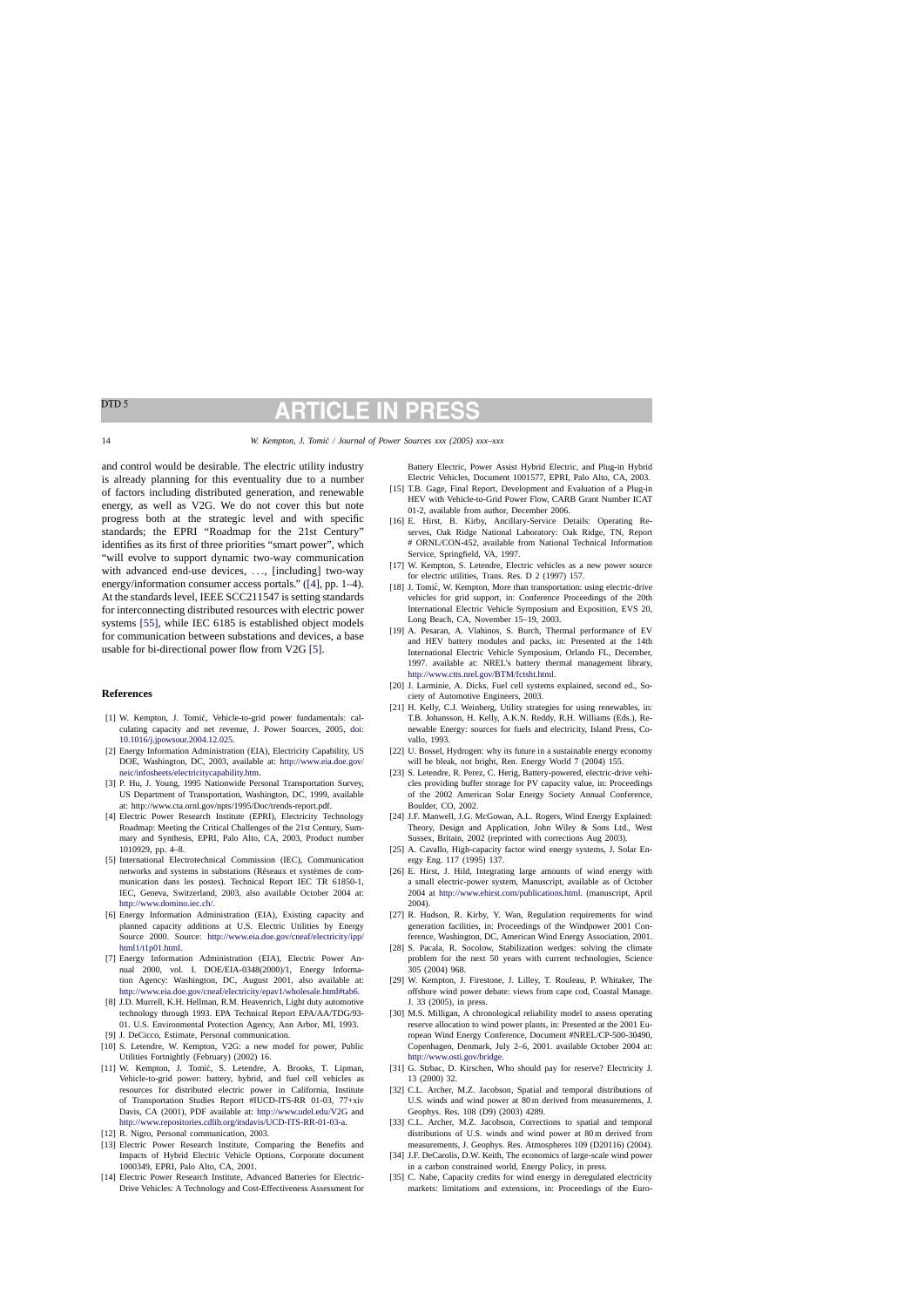and control would be desirable. The electric utility industry is already planning for this eventuality due to a number of factors including distributed generation, and renewable energy, as well as V2G. We do not cover this but note progress both at the strategic level and with specific standards; the EPRI "Roadmap for the 21st Century" identifies as its first of three priorities "smart power", which "will evolve to support dynamic two-way communication with advanced end-use devices, ..., [including] two-way energy/information consumer access portals." ([4], pp. 1–4). At the standards level, IEEE SCC211547 is setting standards for interconnecting distributed resources with electric power systems [55], while IEC 6185 is established object models for communication between substations and devices, a base usable for bi-directional power flow from V2G [5].

## References

[1] W. Kempton, J. Tomić, Vehicle-to-grid power fundamentals: calculating capacity and net revenue, J. Power Sources, 2005, doi:10.1016/j.jpowsour.2004.12.025.

[2] Energy Information Administration (EIA), Electricity Capability, US DOE, Washington, DC, 2003, available at: http://www.eia.doe.gov/neic/infosheets/electricitycapability.htm.

[3] P. Hu, J. Young, 1995 Nationwide Personal Transportation Survey, US Department of Transportation, Washington, DC, 1999, available at: http://www.cta.ornl.gov/npts/1995/Doc/trends-report.pdf.

[4] Electric Power Research Institute (EPRI), Electricity Technology Roadmap: Meeting the Critical Challenges of the 21st Century, Summary and Synthesis, EPRI, Palo Alto, CA, 2003, Product number 1010929, pp. 4–8.

[5] International Electrotechnical Commission (IEC), Communication networks and systems in substations (Réseaux et systèmes de communication dans les postes). Technical Report IEC TR 61850-1, IEC, Geneva, Switzerland, 2003, also available October 2004 at: http://www.domino.iec.ch/.

[6] Energy Information Administration (EIA), Existing capacity and planned capacity additions at U.S. Electric Utilities by Energy Source 2000. Source: http://www.eia.doe.gov/cneaf/electricity/ipp/html1/t1p01.html.

[7] Energy Information Administration (EIA), Electric Power Annual 2000, vol. I. DOE/EIA-0348(2000)/1, Energy Information Agency: Washington, DC, August 2001, also available at: http://www.eia.doe.gov/cneaf/electricity/epav1/wholesale.html#tab6.

[8] J.D. Murrell, K.H. Hellman, R.M. Heavenrich, Light duty automotive technology through 1993. EPA Technical Report EPA/AA/TDG/93-01. U.S. Environmental Protection Agency, Ann Arbor, MI, 1993.

[9] J. DeCicco, Estimate, Personal communication.

[10] S. Letendre, W. Kempton, V2G: a new model for power, Public Utilities Fortnightly (February) (2002) 16.

[11] W. Kempton, J. Tomić, S. Letendre, A. Brooks, T. Lipman, Vehicle-to-grid power: battery, hybrid, and fuel cell vehicles as resources for distributed electric power in California, Institute of Transportation Studies Report #IUCD-ITS-RR 01-03, 77+xiv Davis, CA (2001), PDF available at: http://www.udel.edu/V2G and http://www.repositories.cdlib.org/itsdavis/UCD-ITS-RR-01-03-a.

[12] R. Nigro, Personal communication, 2003.

[13] Electric Power Research Institute, Comparing the Benefits and Impacts of Hybrid Electric Vehicle Options, Corporate document 1000349, EPRI, Palo Alto, CA, 2001.

[14] Electric Power Research Institute, Advanced Batteries for Electric-Drive Vehicles: A Technology and Cost-Effectiveness Assessment for Battery Electric, Power Assist Hybrid Electric, and Plug-in Hybrid Electric Vehicles, Document 1001577, EPRI, Palo Alto, CA, 2003.

[15] T.B. Gage, Final Report, Development and Evaluation of a Plug-in HEV with Vehicle-to-Grid Power Flow, CARB Grant Number ICAT 01-2, available from author, December 2006.

[16] E. Hirst, B. Kirby, Ancillary-Service Details: Operating Reserves, Oak Ridge National Laboratory: Oak Ridge, TN, Report # ORNL/CON-452, available from National Technical Information Service, Springfield, VA, 1997.

[17] W. Kempton, S. Letendre, Electric vehicles as a new power source for electric utilities, Trans. Res. D 2 (1997) 157.

[18] J. Tomić, W. Kempton, More than transportation: using electric-drive vehicles for grid support, in: Conference Proceedings of the 20th International Electric Vehicle Symposium and Exposition, EVS 20, Long Beach, CA, November 15–19, 2003.

[19] A. Pesaran, A. Vlahinos, S. Burch, Thermal performance of EV and HEV battery modules and packs, in: Presented at the 14th International Electric Vehicle Symposium, Orlando FL, December, 1997. available at: NREL's battery thermal management library, http://www.ctts.nrel.gov/BTM/fctsht.html.

[20] J. Larminie, A. Dicks, Fuel cell systems explained, second ed., Society of Automotive Engineers, 2003.

[21] H. Kelly, C.J. Weinberg, Utility strategies for using renewables, in: T.B. Johansson, H. Kelly, A.K.N. Reddy, R.H. Williams (Eds.), Renewable Energy: sources for fuels and electricity, Island Press, Covallo, 1993.

[22] U. Bossel, Hydrogen: why its future in a sustainable energy economy will be bleak, not bright, Ren. Energy World 7 (2004) 155.

[23] S. Letendre, R. Perez, C. Herig, Battery-powered, electric-drive vehicles providing buffer storage for PV capacity value, in: Proceedings of the 2002 American Solar Energy Society Annual Conference, Boulder, CO, 2002.

[24] J.F. Manwell, J.G. McGowan, A.L. Rogers, Wind Energy Explained: Theory, Design and Application, John Wiley & Sons Ltd., West Sussex, Britain, 2002 (reprinted with corrections Aug 2003).

[25] A. Cavallo, High-capacity factor wind energy systems, J. Solar Energy Eng. 117 (1995) 137.

[26] E. Hirst, J. Hild, Integrating large amounts of wind energy with a small electric-power system, Manuscript, available as of October 2004 at http://www.ehirst.com/publications.html. (manuscript, April 2004).

[27] R. Hudson, R. Kirby, Y. Wan, Regulation requirements for wind generation facilities, in: Proceedings of the Windpower 2001 Conference, Washington, DC, American Wind Energy Association, 2001.

[28] S. Pacala, R. Socolow, Stabilization wedges: solving the climate problem for the next 50 years with current technologies, Science 305 (2004) 968.

[29] W. Kempton, J. Firestone, J. Lilley, T. Rouleau, P. Whitaker, The offshore wind power debate: views from cape cod, Coastal Manage. J. 33 (2005), in press.

[30] M.S. Milligan, A chronological reliability model to assess operating reserve allocation to wind power plants, in: Presented at the 2001 European Wind Energy Conference, Document #NREL/CP-500-30490, Copenhagen, Denmark, July 2–6, 2001. available October 2004 at: http://www.osti.gov/bridge.

[31] G. Strbac, D. Kirschen, Who should pay for reserve? Electricity J. 13 (2000) 32.

[32] C.L. Archer, M.Z. Jacobson, Spatial and temporal distributions of U.S. winds and wind power at 80 m derived from measurements, J. Geophys. Res. 108 (D9) (2003) 4289.

[33] C.L. Archer, M.Z. Jacobson, Corrections to spatial and temporal distributions of U.S. winds and wind power at 80 m derived from measurements, J. Geophys. Res. Atmospheres 109 (D20116) (2004).

[34] J.F. DeCarolis, D.W. Keith, The economics of large-scale wind power in a carbon constrained world, Energy Policy, in press.

[35] C. Nabe, Capacity credits for wind energy in deregulated electricity markets: limitations and extensions, in: Proceedings of the Euro-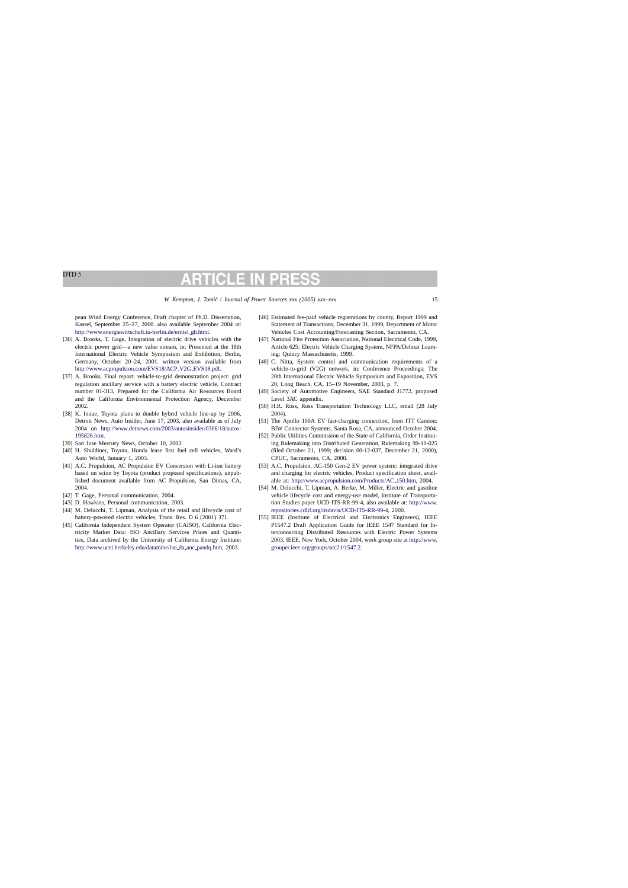pean Wind Energy Conference, Draft chapter of Ph.D. Dissertation, Kassel, September 25–27, 2000. also available September 2004 at: http://www.energiewirtschaft.tu-berlin.de/ertitel_gb.html.

[36] A. Brooks, T. Gage, Integration of electric drive vehicles with the electric power grid—a new value stream, in: Presented at the 18th International Electric Vehicle Symposium and Exhibition, Berlin, Germany, October 20–24, 2001. written version available from http://www.acpropulsion.com/EVS18/ACP_V2G_EVS18.pdf.

[37] A. Brooks, Final report: vehicle-to-grid demonstration project: grid regulation ancillary service with a battery electric vehicle, Contract number 01-313, Prepared for the California Air Resources Board and the California Environmental Protection Agency, December 2002.

[38] K. Inoue, Toyota plans to double hybrid vehicle line-up by 2006, Detroit News, Auto Insider, June 17, 2003, also available as of July 2004 on http://www.detnews.com/2003/autosinsider/0306/18/autos-195826.htm.

[39] San Jose Mercury News, October 10, 2003.

[40] H. Shuldiner, Toyota, Honda lease first fuel cell vehicles, Ward's Auto World, January 1, 2003.

[41] A.C. Propulsion, AC Propulsion EV Conversion with Li-ion battery based on scion by Toyota (product proposed specifications), unpublished document available from AC Propulsion, San Dimas, CA, 2004.

[42] T. Gage, Personal communication, 2004.

[43] D. Hawkins, Personal communication, 2003.

[44] M. Delucchi, T. Lipman, Analysis of the retail and lifecycle cost of battery-powered electric vehicles, Trans. Res. D 6 (2001) 371.

[45] California Independent System Operator (CAISO), California Electricity Market Data: ISO Ancillary Services Prices and Quantities, Data archived by the University of California Energy Institute: http://www.ucei.berkeley.edu/datamine/iso_da_anc_pandq.htm, 2003.

[46] Estimated fee-paid vehicle registrations by county, Report 1999 and Statement of Transactions, December 31, 1999, Department of Motor Vehicles Cost Accounting/Forecasting Section, Sacramento, CA.

[47] National Fire Protection Association, National Electrical Code, 1999, Article 625: Electric Vehicle Charging System, NFPA/Delmar Learning: Quincy Massachusetts, 1999.

[48] C. Nitta, System control and communication requirements of a vehicle-to-grid (V2G) network, in: Conference Proceedings: The 20th International Electric Vehicle Symposium and Exposition, EVS 20, Long Beach, CA, 15–19 November, 2003, p. 7.

[49] Society of Automotive Engineers, SAE Standard J1772, proposed Level 3AC appendix.

[50] H.R. Ross, Ross Transportation Technology LLC, email (28 July 2004).

[51] The Apollo 100A EV fast-charging connection, from ITT Cannon: BIW Connector Systems, Santa Rosa, CA, announced October 2004.

[52] Public Utilities Commission of the State of California, Order Instituting Rulemaking into Distributed Generation, Rulemaking 99-10-025 (filed October 21, 1999; decision 00-12-037, December 21, 2000), CPUC, Sacramento, CA, 2000.

[53] A.C. Propulsion, AC-150 Gen-2 EV power system: integrated drive and charging for electric vehicles, Product specification sheet, available at: http://www.acpropulsion.com/Products/AC_150.htm, 2004.

[54] M. Delucchi, T. Lipman, A. Berke, M. Miller, Electric and gasoline vehicle lifecycle cost and energy-use model, Institute of Transportation Studies paper UCD-ITS-RR-99-4, also available at: http://www.repositories.cdlif.org/itsdavis/UCD-ITS-RR-99-4, 2000.

[55] IEEE (Institute of Electrical and Electronics Engineers), IEEE P1547.2 Draft Application Guide for IEEE 1547 Standard for Interconnecting Distributed Resources with Electric Power Systems 2003, IEEE, New York, October 2004, work group site at http://www.grouper.ieee.org/groups/scc21/1547.2.